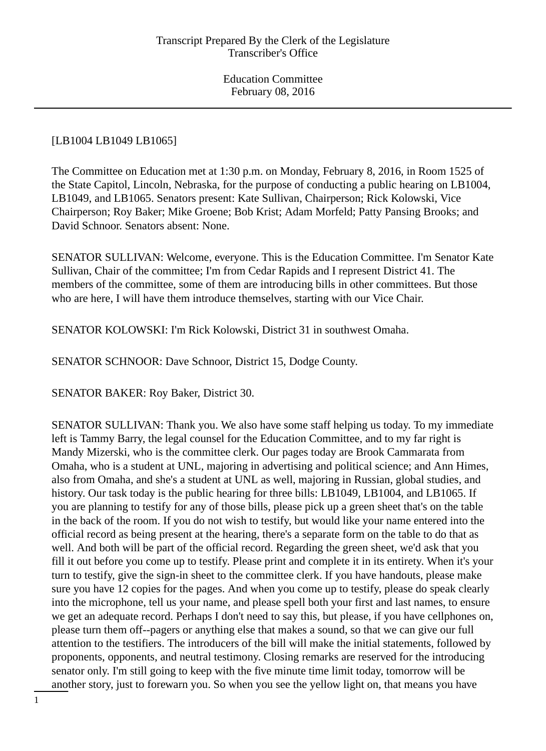[LB1004 LB1049 LB1065]

The Committee on Education met at 1:30 p.m. on Monday, February 8, 2016, in Room 1525 of the State Capitol, Lincoln, Nebraska, for the purpose of conducting a public hearing on LB1004, LB1049, and LB1065. Senators present: Kate Sullivan, Chairperson; Rick Kolowski, Vice Chairperson; Roy Baker; Mike Groene; Bob Krist; Adam Morfeld; Patty Pansing Brooks; and David Schnoor. Senators absent: None.

SENATOR SULLIVAN: Welcome, everyone. This is the Education Committee. I'm Senator Kate Sullivan, Chair of the committee; I'm from Cedar Rapids and I represent District 41. The members of the committee, some of them are introducing bills in other committees. But those who are here, I will have them introduce themselves, starting with our Vice Chair.

SENATOR KOLOWSKI: I'm Rick Kolowski, District 31 in southwest Omaha.

SENATOR SCHNOOR: Dave Schnoor, District 15, Dodge County.

SENATOR BAKER: Roy Baker, District 30.

SENATOR SULLIVAN: Thank you. We also have some staff helping us today. To my immediate left is Tammy Barry, the legal counsel for the Education Committee, and to my far right is Mandy Mizerski, who is the committee clerk. Our pages today are Brook Cammarata from Omaha, who is a student at UNL, majoring in advertising and political science; and Ann Himes, also from Omaha, and she's a student at UNL as well, majoring in Russian, global studies, and history. Our task today is the public hearing for three bills: LB1049, LB1004, and LB1065. If you are planning to testify for any of those bills, please pick up a green sheet that's on the table in the back of the room. If you do not wish to testify, but would like your name entered into the official record as being present at the hearing, there's a separate form on the table to do that as well. And both will be part of the official record. Regarding the green sheet, we'd ask that you fill it out before you come up to testify. Please print and complete it in its entirety. When it's your turn to testify, give the sign-in sheet to the committee clerk. If you have handouts, please make sure you have 12 copies for the pages. And when you come up to testify, please do speak clearly into the microphone, tell us your name, and please spell both your first and last names, to ensure we get an adequate record. Perhaps I don't need to say this, but please, if you have cellphones on, please turn them off--pagers or anything else that makes a sound, so that we can give our full attention to the testifiers. The introducers of the bill will make the initial statements, followed by proponents, opponents, and neutral testimony. Closing remarks are reserved for the introducing senator only. I'm still going to keep with the five minute time limit today, tomorrow will be another story, just to forewarn you. So when you see the yellow light on, that means you have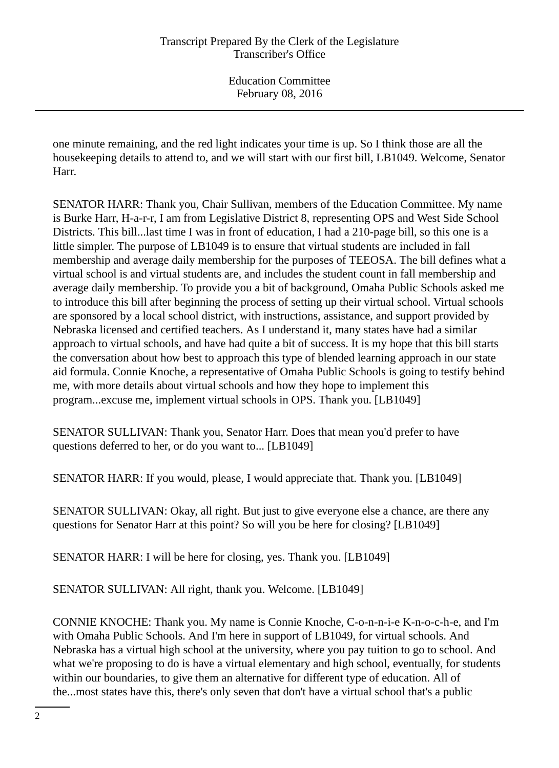one minute remaining, and the red light indicates your time is up. So I think those are all the housekeeping details to attend to, and we will start with our first bill, LB1049. Welcome, Senator Harr.

SENATOR HARR: Thank you, Chair Sullivan, members of the Education Committee. My name is Burke Harr, H-a-r-r, I am from Legislative District 8, representing OPS and West Side School Districts. This bill...last time I was in front of education, I had a 210-page bill, so this one is a little simpler. The purpose of LB1049 is to ensure that virtual students are included in fall membership and average daily membership for the purposes of TEEOSA. The bill defines what a virtual school is and virtual students are, and includes the student count in fall membership and average daily membership. To provide you a bit of background, Omaha Public Schools asked me to introduce this bill after beginning the process of setting up their virtual school. Virtual schools are sponsored by a local school district, with instructions, assistance, and support provided by Nebraska licensed and certified teachers. As I understand it, many states have had a similar approach to virtual schools, and have had quite a bit of success. It is my hope that this bill starts the conversation about how best to approach this type of blended learning approach in our state aid formula. Connie Knoche, a representative of Omaha Public Schools is going to testify behind me, with more details about virtual schools and how they hope to implement this program...excuse me, implement virtual schools in OPS. Thank you. [LB1049]

SENATOR SULLIVAN: Thank you, Senator Harr. Does that mean you'd prefer to have questions deferred to her, or do you want to... [LB1049]

SENATOR HARR: If you would, please, I would appreciate that. Thank you. [LB1049]

SENATOR SULLIVAN: Okay, all right. But just to give everyone else a chance, are there any questions for Senator Harr at this point? So will you be here for closing? [LB1049]

SENATOR HARR: I will be here for closing, yes. Thank you. [LB1049]

SENATOR SULLIVAN: All right, thank you. Welcome. [LB1049]

CONNIE KNOCHE: Thank you. My name is Connie Knoche, C-o-n-n-i-e K-n-o-c-h-e, and I'm with Omaha Public Schools. And I'm here in support of LB1049, for virtual schools. And Nebraska has a virtual high school at the university, where you pay tuition to go to school. And what we're proposing to do is have a virtual elementary and high school, eventually, for students within our boundaries, to give them an alternative for different type of education. All of the...most states have this, there's only seven that don't have a virtual school that's a public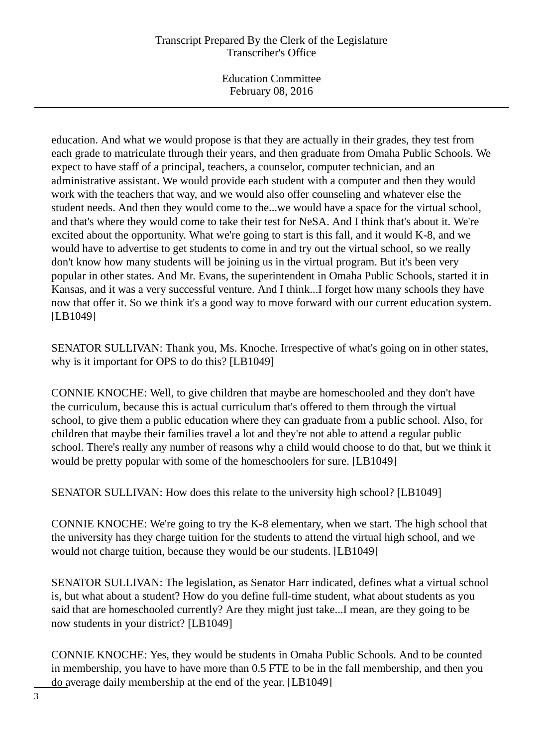education. And what we would propose is that they are actually in their grades, they test from each grade to matriculate through their years, and then graduate from Omaha Public Schools. We expect to have staff of a principal, teachers, a counselor, computer technician, and an administrative assistant. We would provide each student with a computer and then they would work with the teachers that way, and we would also offer counseling and whatever else the student needs. And then they would come to the...we would have a space for the virtual school, and that's where they would come to take their test for NeSA. And I think that's about it. We're excited about the opportunity. What we're going to start is this fall, and it would K-8, and we would have to advertise to get students to come in and try out the virtual school, so we really don't know how many students will be joining us in the virtual program. But it's been very popular in other states. And Mr. Evans, the superintendent in Omaha Public Schools, started it in Kansas, and it was a very successful venture. And I think...I forget how many schools they have now that offer it. So we think it's a good way to move forward with our current education system. [LB1049]

SENATOR SULLIVAN: Thank you, Ms. Knoche. Irrespective of what's going on in other states, why is it important for OPS to do this? [LB1049]

CONNIE KNOCHE: Well, to give children that maybe are homeschooled and they don't have the curriculum, because this is actual curriculum that's offered to them through the virtual school, to give them a public education where they can graduate from a public school. Also, for children that maybe their families travel a lot and they're not able to attend a regular public school. There's really any number of reasons why a child would choose to do that, but we think it would be pretty popular with some of the homeschoolers for sure. [LB1049]

SENATOR SULLIVAN: How does this relate to the university high school? [LB1049]

CONNIE KNOCHE: We're going to try the K-8 elementary, when we start. The high school that the university has they charge tuition for the students to attend the virtual high school, and we would not charge tuition, because they would be our students. [LB1049]

SENATOR SULLIVAN: The legislation, as Senator Harr indicated, defines what a virtual school is, but what about a student? How do you define full-time student, what about students as you said that are homeschooled currently? Are they might just take...I mean, are they going to be now students in your district? [LB1049]

CONNIE KNOCHE: Yes, they would be students in Omaha Public Schools. And to be counted in membership, you have to have more than 0.5 FTE to be in the fall membership, and then you do average daily membership at the end of the year. [LB1049]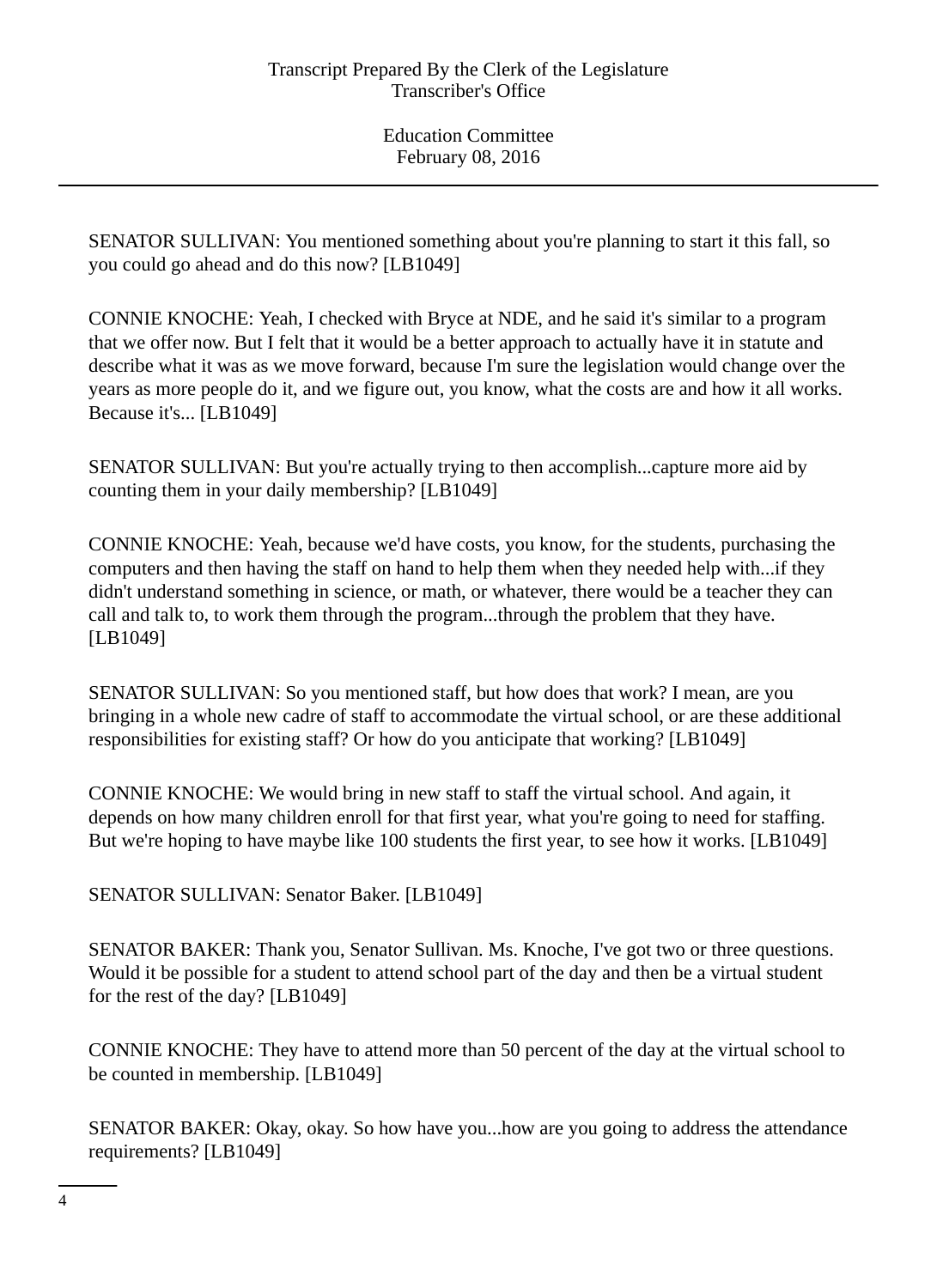SENATOR SULLIVAN: You mentioned something about you're planning to start it this fall, so you could go ahead and do this now? [LB1049]

CONNIE KNOCHE: Yeah, I checked with Bryce at NDE, and he said it's similar to a program that we offer now. But I felt that it would be a better approach to actually have it in statute and describe what it was as we move forward, because I'm sure the legislation would change over the years as more people do it, and we figure out, you know, what the costs are and how it all works. Because it's... [LB1049]

SENATOR SULLIVAN: But you're actually trying to then accomplish...capture more aid by counting them in your daily membership? [LB1049]

CONNIE KNOCHE: Yeah, because we'd have costs, you know, for the students, purchasing the computers and then having the staff on hand to help them when they needed help with...if they didn't understand something in science, or math, or whatever, there would be a teacher they can call and talk to, to work them through the program...through the problem that they have. [LB1049]

SENATOR SULLIVAN: So you mentioned staff, but how does that work? I mean, are you bringing in a whole new cadre of staff to accommodate the virtual school, or are these additional responsibilities for existing staff? Or how do you anticipate that working? [LB1049]

CONNIE KNOCHE: We would bring in new staff to staff the virtual school. And again, it depends on how many children enroll for that first year, what you're going to need for staffing. But we're hoping to have maybe like 100 students the first year, to see how it works. [LB1049]

SENATOR SULLIVAN: Senator Baker. [LB1049]

SENATOR BAKER: Thank you, Senator Sullivan. Ms. Knoche, I've got two or three questions. Would it be possible for a student to attend school part of the day and then be a virtual student for the rest of the day? [LB1049]

CONNIE KNOCHE: They have to attend more than 50 percent of the day at the virtual school to be counted in membership. [LB1049]

SENATOR BAKER: Okay, okay. So how have you...how are you going to address the attendance requirements? [LB1049]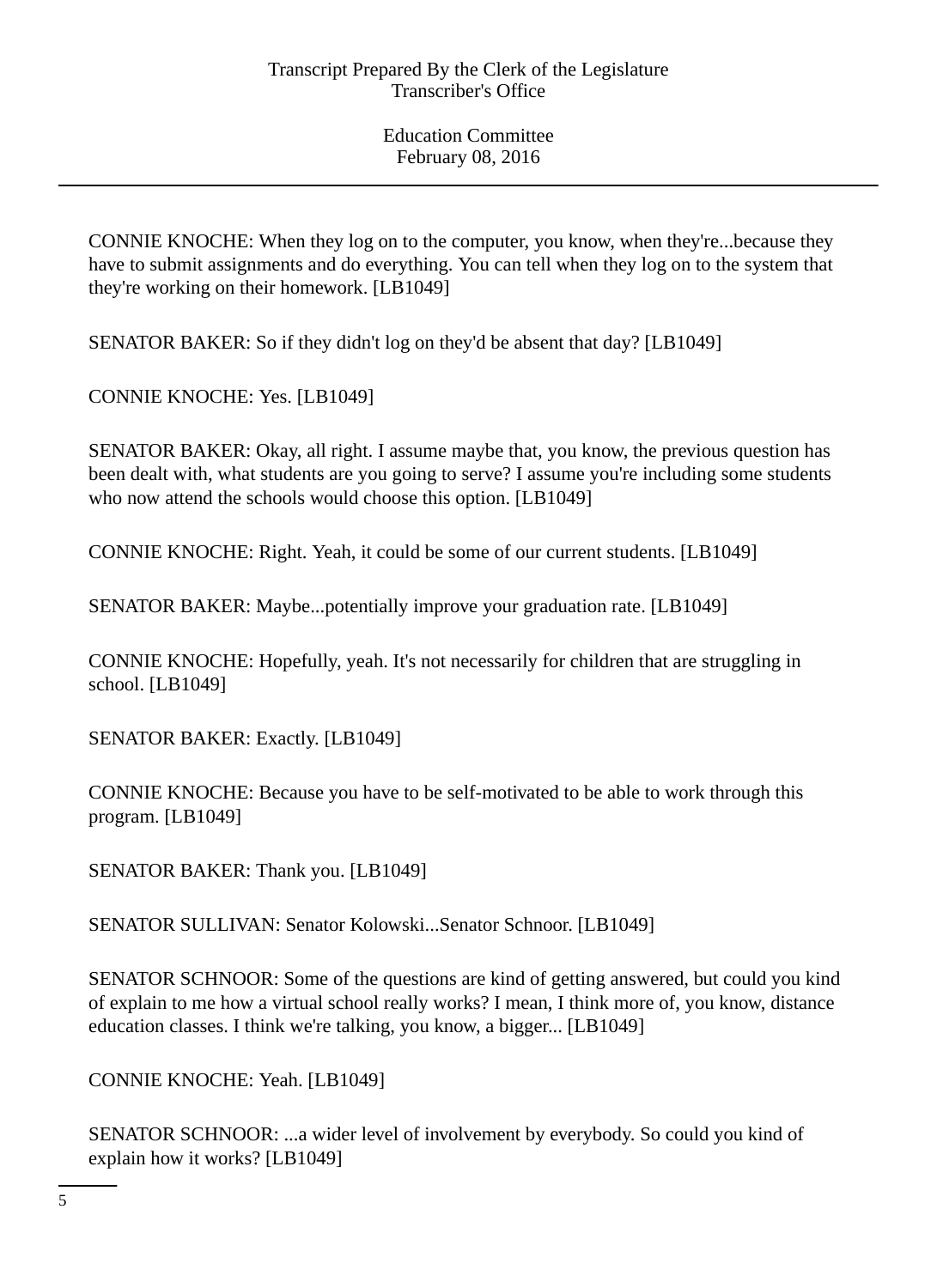CONNIE KNOCHE: When they log on to the computer, you know, when they're...because they have to submit assignments and do everything. You can tell when they log on to the system that they're working on their homework. [LB1049]

SENATOR BAKER: So if they didn't log on they'd be absent that day? [LB1049]

CONNIE KNOCHE: Yes. [LB1049]

SENATOR BAKER: Okay, all right. I assume maybe that, you know, the previous question has been dealt with, what students are you going to serve? I assume you're including some students who now attend the schools would choose this option. [LB1049]

CONNIE KNOCHE: Right. Yeah, it could be some of our current students. [LB1049]

SENATOR BAKER: Maybe...potentially improve your graduation rate. [LB1049]

CONNIE KNOCHE: Hopefully, yeah. It's not necessarily for children that are struggling in school. [LB1049]

SENATOR BAKER: Exactly. [LB1049]

CONNIE KNOCHE: Because you have to be self-motivated to be able to work through this program. [LB1049]

SENATOR BAKER: Thank you. [LB1049]

SENATOR SULLIVAN: Senator Kolowski...Senator Schnoor. [LB1049]

SENATOR SCHNOOR: Some of the questions are kind of getting answered, but could you kind of explain to me how a virtual school really works? I mean, I think more of, you know, distance education classes. I think we're talking, you know, a bigger... [LB1049]

CONNIE KNOCHE: Yeah. [LB1049]

SENATOR SCHNOOR: ...a wider level of involvement by everybody. So could you kind of explain how it works? [LB1049]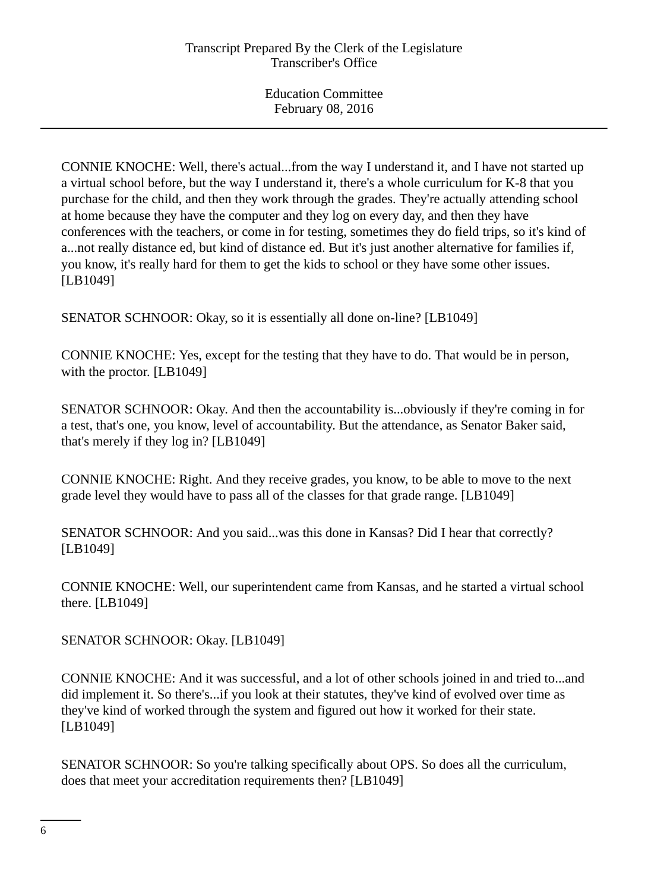CONNIE KNOCHE: Well, there's actual...from the way I understand it, and I have not started up a virtual school before, but the way I understand it, there's a whole curriculum for K-8 that you purchase for the child, and then they work through the grades. They're actually attending school at home because they have the computer and they log on every day, and then they have conferences with the teachers, or come in for testing, sometimes they do field trips, so it's kind of a...not really distance ed, but kind of distance ed. But it's just another alternative for families if, you know, it's really hard for them to get the kids to school or they have some other issues. [LB1049]

SENATOR SCHNOOR: Okay, so it is essentially all done on-line? [LB1049]

CONNIE KNOCHE: Yes, except for the testing that they have to do. That would be in person, with the proctor. [LB1049]

SENATOR SCHNOOR: Okay. And then the accountability is...obviously if they're coming in for a test, that's one, you know, level of accountability. But the attendance, as Senator Baker said, that's merely if they log in? [LB1049]

CONNIE KNOCHE: Right. And they receive grades, you know, to be able to move to the next grade level they would have to pass all of the classes for that grade range. [LB1049]

SENATOR SCHNOOR: And you said...was this done in Kansas? Did I hear that correctly? [LB1049]

CONNIE KNOCHE: Well, our superintendent came from Kansas, and he started a virtual school there. [LB1049]

SENATOR SCHNOOR: Okay. [LB1049]

CONNIE KNOCHE: And it was successful, and a lot of other schools joined in and tried to...and did implement it. So there's...if you look at their statutes, they've kind of evolved over time as they've kind of worked through the system and figured out how it worked for their state. [LB1049]

SENATOR SCHNOOR: So you're talking specifically about OPS. So does all the curriculum, does that meet your accreditation requirements then? [LB1049]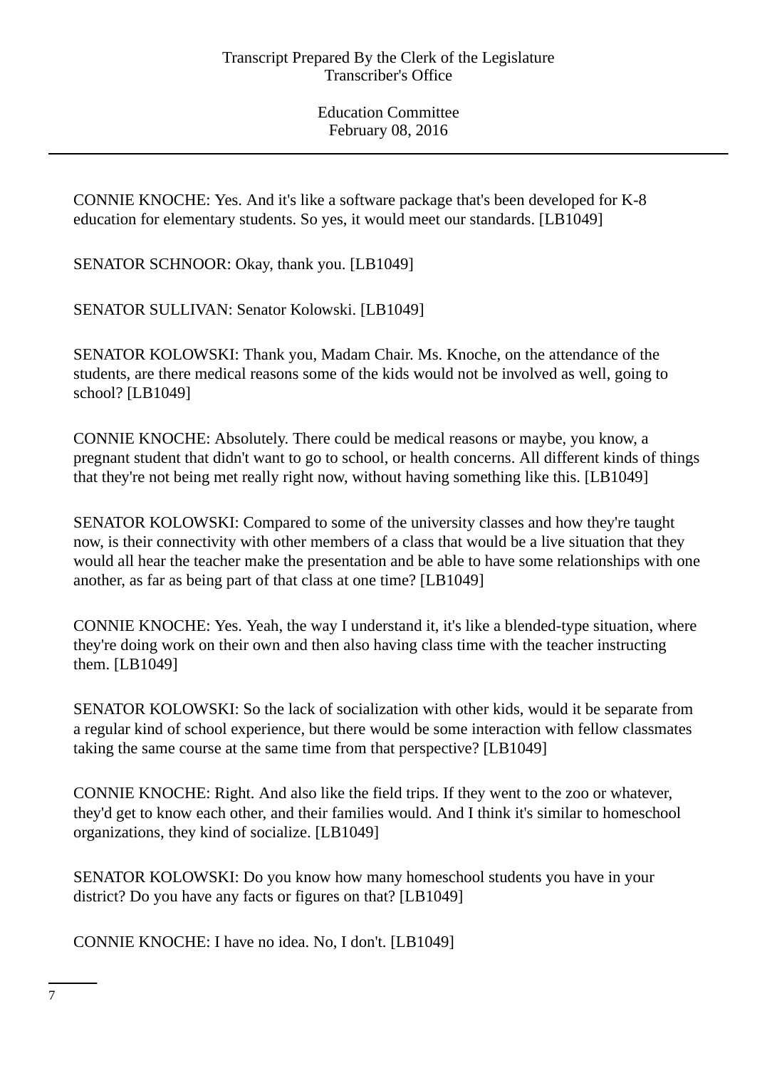CONNIE KNOCHE: Yes. And it's like a software package that's been developed for K-8 education for elementary students. So yes, it would meet our standards. [LB1049]

SENATOR SCHNOOR: Okay, thank you. [LB1049]

SENATOR SULLIVAN: Senator Kolowski. [LB1049]

SENATOR KOLOWSKI: Thank you, Madam Chair. Ms. Knoche, on the attendance of the students, are there medical reasons some of the kids would not be involved as well, going to school? [LB1049]

CONNIE KNOCHE: Absolutely. There could be medical reasons or maybe, you know, a pregnant student that didn't want to go to school, or health concerns. All different kinds of things that they're not being met really right now, without having something like this. [LB1049]

SENATOR KOLOWSKI: Compared to some of the university classes and how they're taught now, is their connectivity with other members of a class that would be a live situation that they would all hear the teacher make the presentation and be able to have some relationships with one another, as far as being part of that class at one time? [LB1049]

CONNIE KNOCHE: Yes. Yeah, the way I understand it, it's like a blended-type situation, where they're doing work on their own and then also having class time with the teacher instructing them. [LB1049]

SENATOR KOLOWSKI: So the lack of socialization with other kids, would it be separate from a regular kind of school experience, but there would be some interaction with fellow classmates taking the same course at the same time from that perspective? [LB1049]

CONNIE KNOCHE: Right. And also like the field trips. If they went to the zoo or whatever, they'd get to know each other, and their families would. And I think it's similar to homeschool organizations, they kind of socialize. [LB1049]

SENATOR KOLOWSKI: Do you know how many homeschool students you have in your district? Do you have any facts or figures on that? [LB1049]

CONNIE KNOCHE: I have no idea. No, I don't. [LB1049]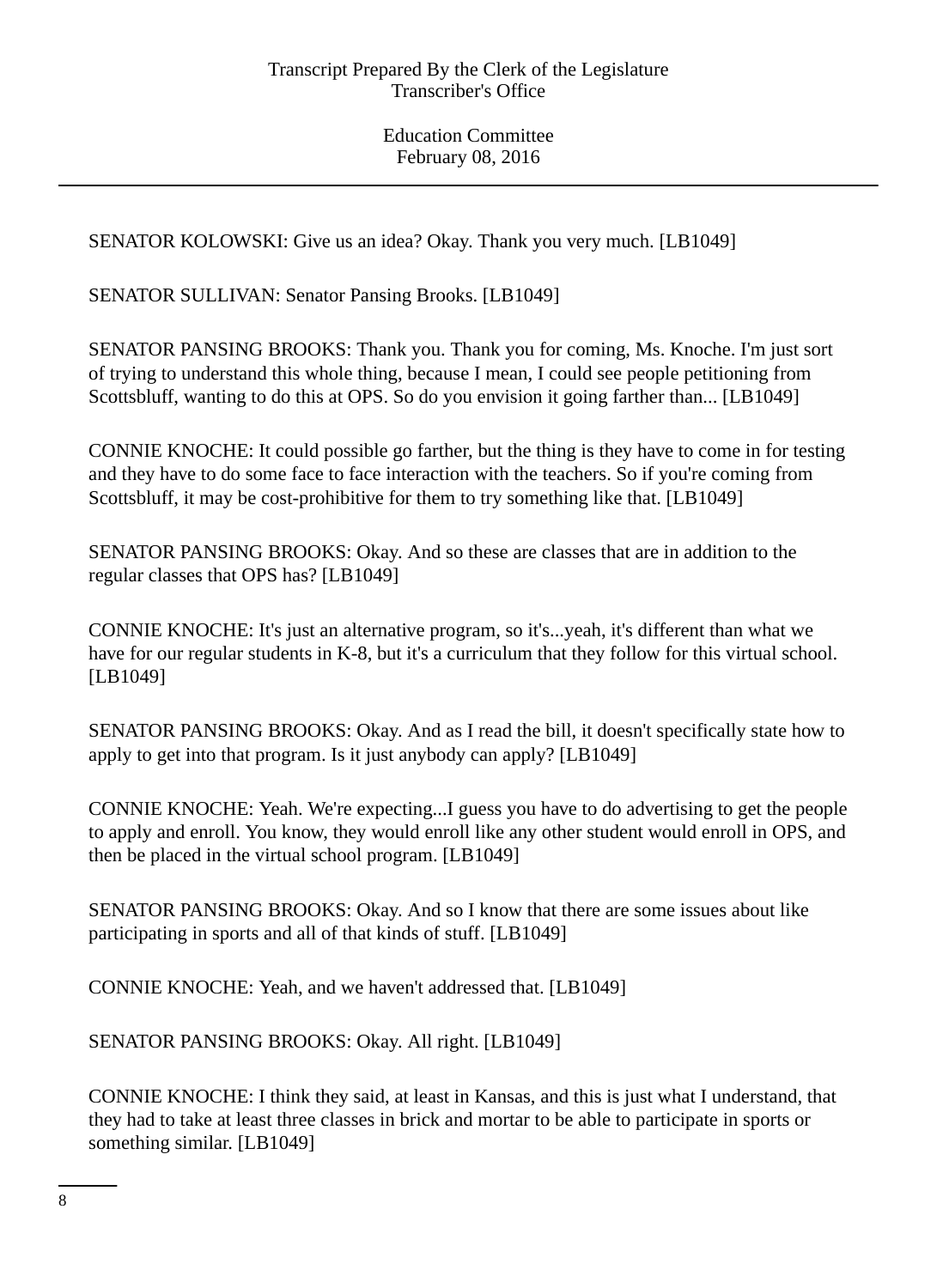SENATOR KOLOWSKI: Give us an idea? Okay. Thank you very much. [LB1049]

SENATOR SULLIVAN: Senator Pansing Brooks. [LB1049]

SENATOR PANSING BROOKS: Thank you. Thank you for coming, Ms. Knoche. I'm just sort of trying to understand this whole thing, because I mean, I could see people petitioning from Scottsbluff, wanting to do this at OPS. So do you envision it going farther than... [LB1049]

CONNIE KNOCHE: It could possible go farther, but the thing is they have to come in for testing and they have to do some face to face interaction with the teachers. So if you're coming from Scottsbluff, it may be cost-prohibitive for them to try something like that. [LB1049]

SENATOR PANSING BROOKS: Okay. And so these are classes that are in addition to the regular classes that OPS has? [LB1049]

CONNIE KNOCHE: It's just an alternative program, so it's...yeah, it's different than what we have for our regular students in K-8, but it's a curriculum that they follow for this virtual school. [LB1049]

SENATOR PANSING BROOKS: Okay. And as I read the bill, it doesn't specifically state how to apply to get into that program. Is it just anybody can apply? [LB1049]

CONNIE KNOCHE: Yeah. We're expecting...I guess you have to do advertising to get the people to apply and enroll. You know, they would enroll like any other student would enroll in OPS, and then be placed in the virtual school program. [LB1049]

SENATOR PANSING BROOKS: Okay. And so I know that there are some issues about like participating in sports and all of that kinds of stuff. [LB1049]

CONNIE KNOCHE: Yeah, and we haven't addressed that. [LB1049]

SENATOR PANSING BROOKS: Okay. All right. [LB1049]

CONNIE KNOCHE: I think they said, at least in Kansas, and this is just what I understand, that they had to take at least three classes in brick and mortar to be able to participate in sports or something similar. [LB1049]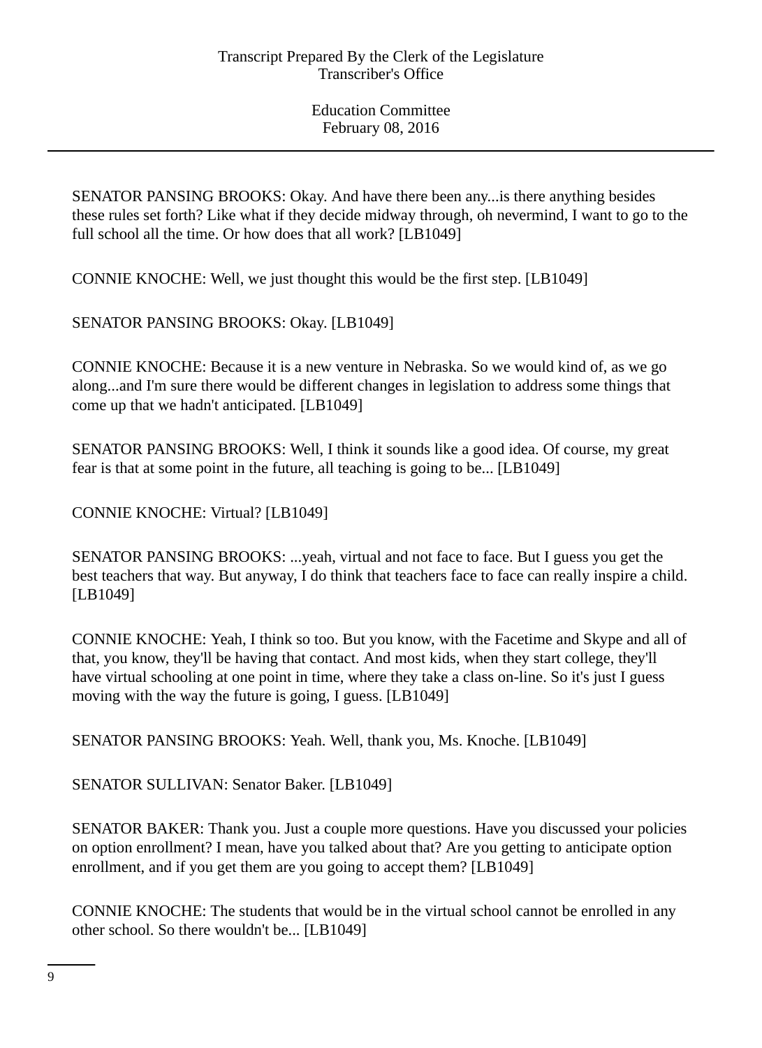SENATOR PANSING BROOKS: Okay. And have there been any...is there anything besides these rules set forth? Like what if they decide midway through, oh nevermind, I want to go to the full school all the time. Or how does that all work? [LB1049]

CONNIE KNOCHE: Well, we just thought this would be the first step. [LB1049]

SENATOR PANSING BROOKS: Okay. [LB1049]

CONNIE KNOCHE: Because it is a new venture in Nebraska. So we would kind of, as we go along...and I'm sure there would be different changes in legislation to address some things that come up that we hadn't anticipated. [LB1049]

SENATOR PANSING BROOKS: Well, I think it sounds like a good idea. Of course, my great fear is that at some point in the future, all teaching is going to be... [LB1049]

CONNIE KNOCHE: Virtual? [LB1049]

SENATOR PANSING BROOKS: ...yeah, virtual and not face to face. But I guess you get the best teachers that way. But anyway, I do think that teachers face to face can really inspire a child. [LB1049]

CONNIE KNOCHE: Yeah, I think so too. But you know, with the Facetime and Skype and all of that, you know, they'll be having that contact. And most kids, when they start college, they'll have virtual schooling at one point in time, where they take a class on-line. So it's just I guess moving with the way the future is going, I guess. [LB1049]

SENATOR PANSING BROOKS: Yeah. Well, thank you, Ms. Knoche. [LB1049]

SENATOR SULLIVAN: Senator Baker. [LB1049]

SENATOR BAKER: Thank you. Just a couple more questions. Have you discussed your policies on option enrollment? I mean, have you talked about that? Are you getting to anticipate option enrollment, and if you get them are you going to accept them? [LB1049]

CONNIE KNOCHE: The students that would be in the virtual school cannot be enrolled in any other school. So there wouldn't be... [LB1049]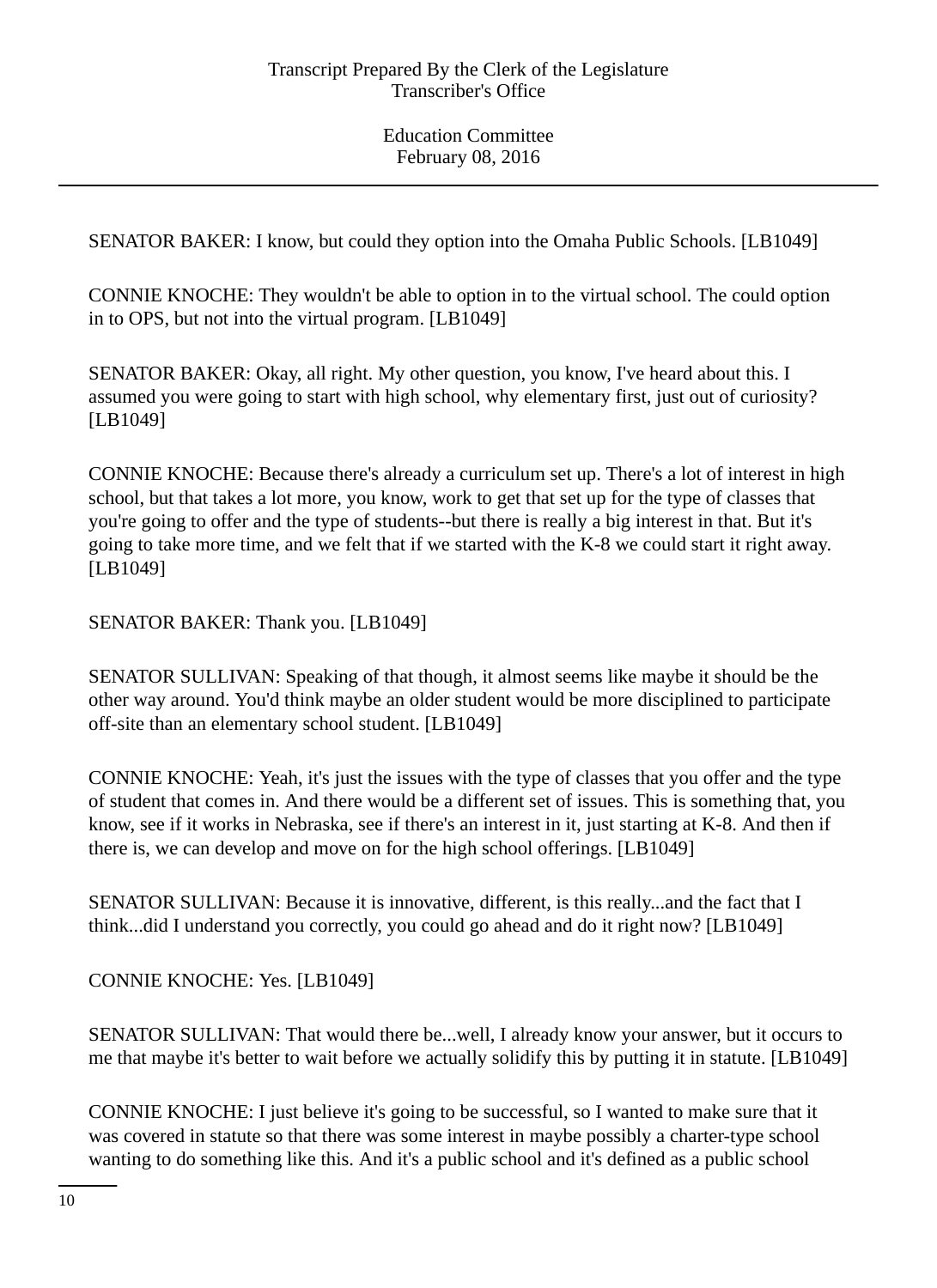SENATOR BAKER: I know, but could they option into the Omaha Public Schools. [LB1049]

CONNIE KNOCHE: They wouldn't be able to option in to the virtual school. The could option in to OPS, but not into the virtual program. [LB1049]

SENATOR BAKER: Okay, all right. My other question, you know, I've heard about this. I assumed you were going to start with high school, why elementary first, just out of curiosity? [LB1049]

CONNIE KNOCHE: Because there's already a curriculum set up. There's a lot of interest in high school, but that takes a lot more, you know, work to get that set up for the type of classes that you're going to offer and the type of students--but there is really a big interest in that. But it's going to take more time, and we felt that if we started with the K-8 we could start it right away. [LB1049]

SENATOR BAKER: Thank you. [LB1049]

SENATOR SULLIVAN: Speaking of that though, it almost seems like maybe it should be the other way around. You'd think maybe an older student would be more disciplined to participate off-site than an elementary school student. [LB1049]

CONNIE KNOCHE: Yeah, it's just the issues with the type of classes that you offer and the type of student that comes in. And there would be a different set of issues. This is something that, you know, see if it works in Nebraska, see if there's an interest in it, just starting at K-8. And then if there is, we can develop and move on for the high school offerings. [LB1049]

SENATOR SULLIVAN: Because it is innovative, different, is this really...and the fact that I think...did I understand you correctly, you could go ahead and do it right now? [LB1049]

CONNIE KNOCHE: Yes. [LB1049]

SENATOR SULLIVAN: That would there be...well, I already know your answer, but it occurs to me that maybe it's better to wait before we actually solidify this by putting it in statute. [LB1049]

CONNIE KNOCHE: I just believe it's going to be successful, so I wanted to make sure that it was covered in statute so that there was some interest in maybe possibly a charter-type school wanting to do something like this. And it's a public school and it's defined as a public school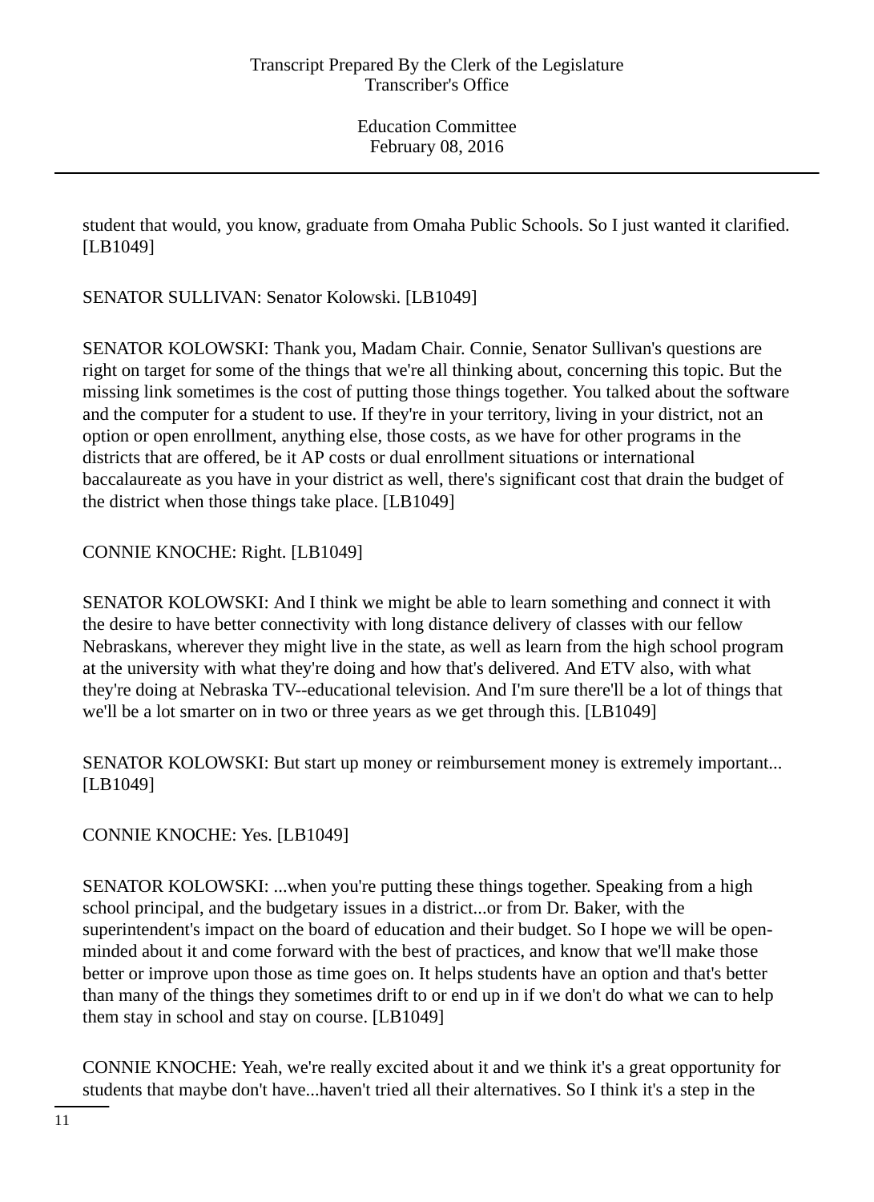student that would, you know, graduate from Omaha Public Schools. So I just wanted it clarified. [LB1049]

SENATOR SULLIVAN: Senator Kolowski. [LB1049]

SENATOR KOLOWSKI: Thank you, Madam Chair. Connie, Senator Sullivan's questions are right on target for some of the things that we're all thinking about, concerning this topic. But the missing link sometimes is the cost of putting those things together. You talked about the software and the computer for a student to use. If they're in your territory, living in your district, not an option or open enrollment, anything else, those costs, as we have for other programs in the districts that are offered, be it AP costs or dual enrollment situations or international baccalaureate as you have in your district as well, there's significant cost that drain the budget of the district when those things take place. [LB1049]

CONNIE KNOCHE: Right. [LB1049]

SENATOR KOLOWSKI: And I think we might be able to learn something and connect it with the desire to have better connectivity with long distance delivery of classes with our fellow Nebraskans, wherever they might live in the state, as well as learn from the high school program at the university with what they're doing and how that's delivered. And ETV also, with what they're doing at Nebraska TV--educational television. And I'm sure there'll be a lot of things that we'll be a lot smarter on in two or three years as we get through this. [LB1049]

SENATOR KOLOWSKI: But start up money or reimbursement money is extremely important... [LB1049]

CONNIE KNOCHE: Yes. [LB1049]

SENATOR KOLOWSKI: ...when you're putting these things together. Speaking from a high school principal, and the budgetary issues in a district...or from Dr. Baker, with the superintendent's impact on the board of education and their budget. So I hope we will be open-minded about it and come forward with the best of practices, and know that we'll make those better or improve upon those as time goes on. It helps students have an option and that's better than many of the things they sometimes drift to or end up in if we don't do what we can to help them stay in school and stay on course. [LB1049]

CONNIE KNOCHE: Yeah, we're really excited about it and we think it's a great opportunity for students that maybe don't have...haven't tried all their alternatives. So I think it's a step in the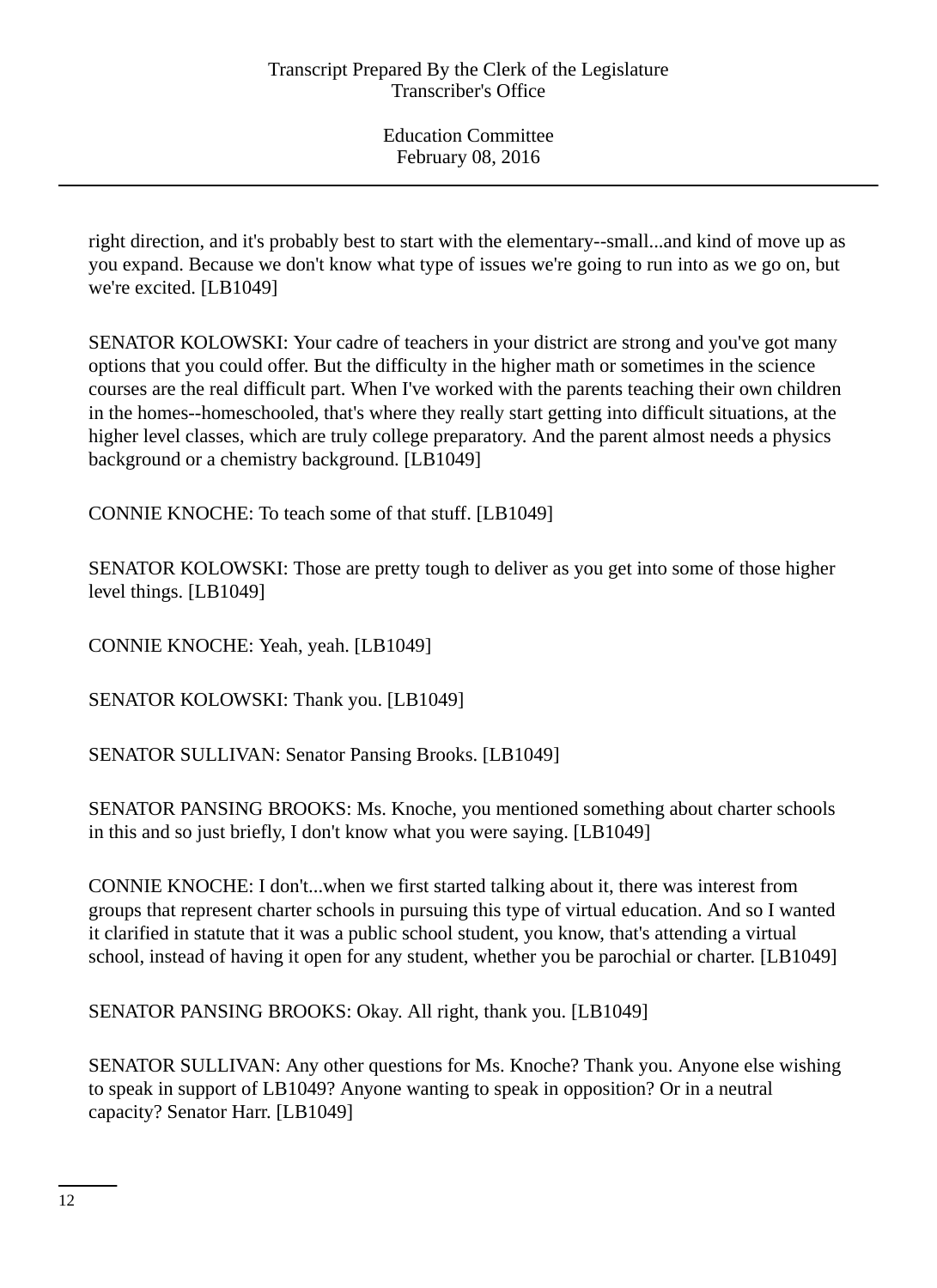right direction, and it's probably best to start with the elementary--small...and kind of move up as you expand. Because we don't know what type of issues we're going to run into as we go on, but we're excited. [LB1049]

SENATOR KOLOWSKI: Your cadre of teachers in your district are strong and you've got many options that you could offer. But the difficulty in the higher math or sometimes in the science courses are the real difficult part. When I've worked with the parents teaching their own children in the homes--homeschooled, that's where they really start getting into difficult situations, at the higher level classes, which are truly college preparatory. And the parent almost needs a physics background or a chemistry background. [LB1049]

CONNIE KNOCHE: To teach some of that stuff. [LB1049]

SENATOR KOLOWSKI: Those are pretty tough to deliver as you get into some of those higher level things. [LB1049]

CONNIE KNOCHE: Yeah, yeah. [LB1049]

SENATOR KOLOWSKI: Thank you. [LB1049]

SENATOR SULLIVAN: Senator Pansing Brooks. [LB1049]

SENATOR PANSING BROOKS: Ms. Knoche, you mentioned something about charter schools in this and so just briefly, I don't know what you were saying. [LB1049]

CONNIE KNOCHE: I don't...when we first started talking about it, there was interest from groups that represent charter schools in pursuing this type of virtual education. And so I wanted it clarified in statute that it was a public school student, you know, that's attending a virtual school, instead of having it open for any student, whether you be parochial or charter. [LB1049]

SENATOR PANSING BROOKS: Okay. All right, thank you. [LB1049]

SENATOR SULLIVAN: Any other questions for Ms. Knoche? Thank you. Anyone else wishing to speak in support of LB1049? Anyone wanting to speak in opposition? Or in a neutral capacity? Senator Harr. [LB1049]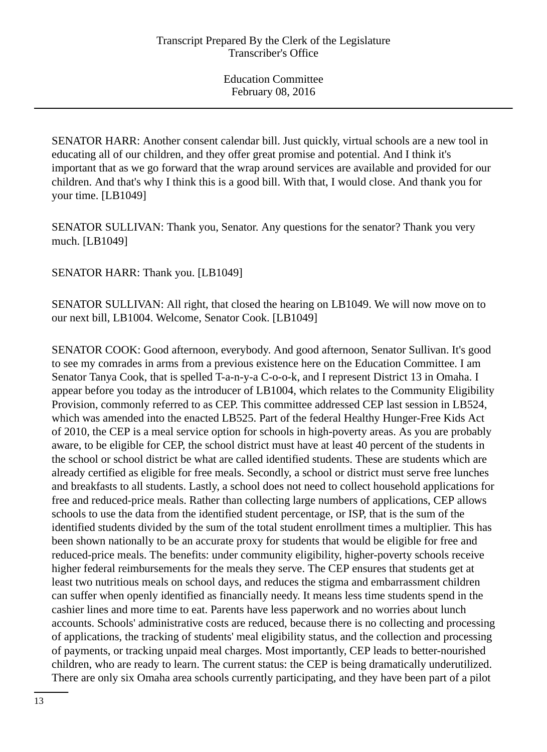SENATOR HARR: Another consent calendar bill. Just quickly, virtual schools are a new tool in educating all of our children, and they offer great promise and potential. And I think it's important that as we go forward that the wrap around services are available and provided for our children. And that's why I think this is a good bill. With that, I would close. And thank you for your time. [LB1049]

SENATOR SULLIVAN: Thank you, Senator. Any questions for the senator? Thank you very much. [LB1049]

SENATOR HARR: Thank you. [LB1049]

SENATOR SULLIVAN: All right, that closed the hearing on LB1049. We will now move on to our next bill, LB1004. Welcome, Senator Cook. [LB1049]

SENATOR COOK: Good afternoon, everybody. And good afternoon, Senator Sullivan. It's good to see my comrades in arms from a previous existence here on the Education Committee. I am Senator Tanya Cook, that is spelled T-a-n-y-a C-o-o-k, and I represent District 13 in Omaha. I appear before you today as the introducer of LB1004, which relates to the Community Eligibility Provision, commonly referred to as CEP. This committee addressed CEP last session in LB524, which was amended into the enacted LB525. Part of the federal Healthy Hunger-Free Kids Act of 2010, the CEP is a meal service option for schools in high-poverty areas. As you are probably aware, to be eligible for CEP, the school district must have at least 40 percent of the students in the school or school district be what are called identified students. These are students which are already certified as eligible for free meals. Secondly, a school or district must serve free lunches and breakfasts to all students. Lastly, a school does not need to collect household applications for free and reduced-price meals. Rather than collecting large numbers of applications, CEP allows schools to use the data from the identified student percentage, or ISP, that is the sum of the identified students divided by the sum of the total student enrollment times a multiplier. This has been shown nationally to be an accurate proxy for students that would be eligible for free and reduced-price meals. The benefits: under community eligibility, higher-poverty schools receive higher federal reimbursements for the meals they serve. The CEP ensures that students get at least two nutritious meals on school days, and reduces the stigma and embarrassment children can suffer when openly identified as financially needy. It means less time students spend in the cashier lines and more time to eat. Parents have less paperwork and no worries about lunch accounts. Schools' administrative costs are reduced, because there is no collecting and processing of applications, the tracking of students' meal eligibility status, and the collection and processing of payments, or tracking unpaid meal charges. Most importantly, CEP leads to better-nourished children, who are ready to learn. The current status: the CEP is being dramatically underutilized. There are only six Omaha area schools currently participating, and they have been part of a pilot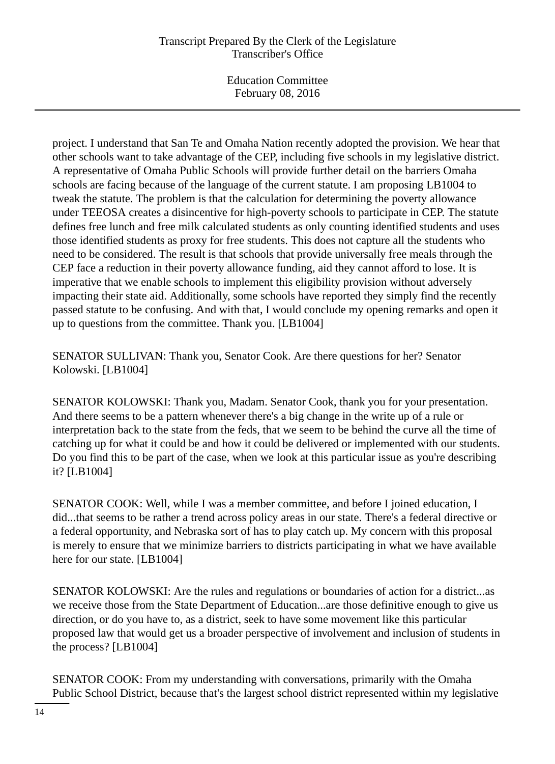project. I understand that San Te and Omaha Nation recently adopted the provision. We hear that other schools want to take advantage of the CEP, including five schools in my legislative district. A representative of Omaha Public Schools will provide further detail on the barriers Omaha schools are facing because of the language of the current statute. I am proposing LB1004 to tweak the statute. The problem is that the calculation for determining the poverty allowance under TEEOSA creates a disincentive for high-poverty schools to participate in CEP. The statute defines free lunch and free milk calculated students as only counting identified students and uses those identified students as proxy for free students. This does not capture all the students who need to be considered. The result is that schools that provide universally free meals through the CEP face a reduction in their poverty allowance funding, aid they cannot afford to lose. It is imperative that we enable schools to implement this eligibility provision without adversely impacting their state aid. Additionally, some schools have reported they simply find the recently passed statute to be confusing. And with that, I would conclude my opening remarks and open it up to questions from the committee. Thank you. [LB1004]

SENATOR SULLIVAN: Thank you, Senator Cook. Are there questions for her? Senator Kolowski. [LB1004]

SENATOR KOLOWSKI: Thank you, Madam. Senator Cook, thank you for your presentation. And there seems to be a pattern whenever there's a big change in the write up of a rule or interpretation back to the state from the feds, that we seem to be behind the curve all the time of catching up for what it could be and how it could be delivered or implemented with our students. Do you find this to be part of the case, when we look at this particular issue as you're describing it? [LB1004]

SENATOR COOK: Well, while I was a member committee, and before I joined education, I did...that seems to be rather a trend across policy areas in our state. There's a federal directive or a federal opportunity, and Nebraska sort of has to play catch up. My concern with this proposal is merely to ensure that we minimize barriers to districts participating in what we have available here for our state. [LB1004]

SENATOR KOLOWSKI: Are the rules and regulations or boundaries of action for a district...as we receive those from the State Department of Education...are those definitive enough to give us direction, or do you have to, as a district, seek to have some movement like this particular proposed law that would get us a broader perspective of involvement and inclusion of students in the process? [LB1004]

SENATOR COOK: From my understanding with conversations, primarily with the Omaha Public School District, because that's the largest school district represented within my legislative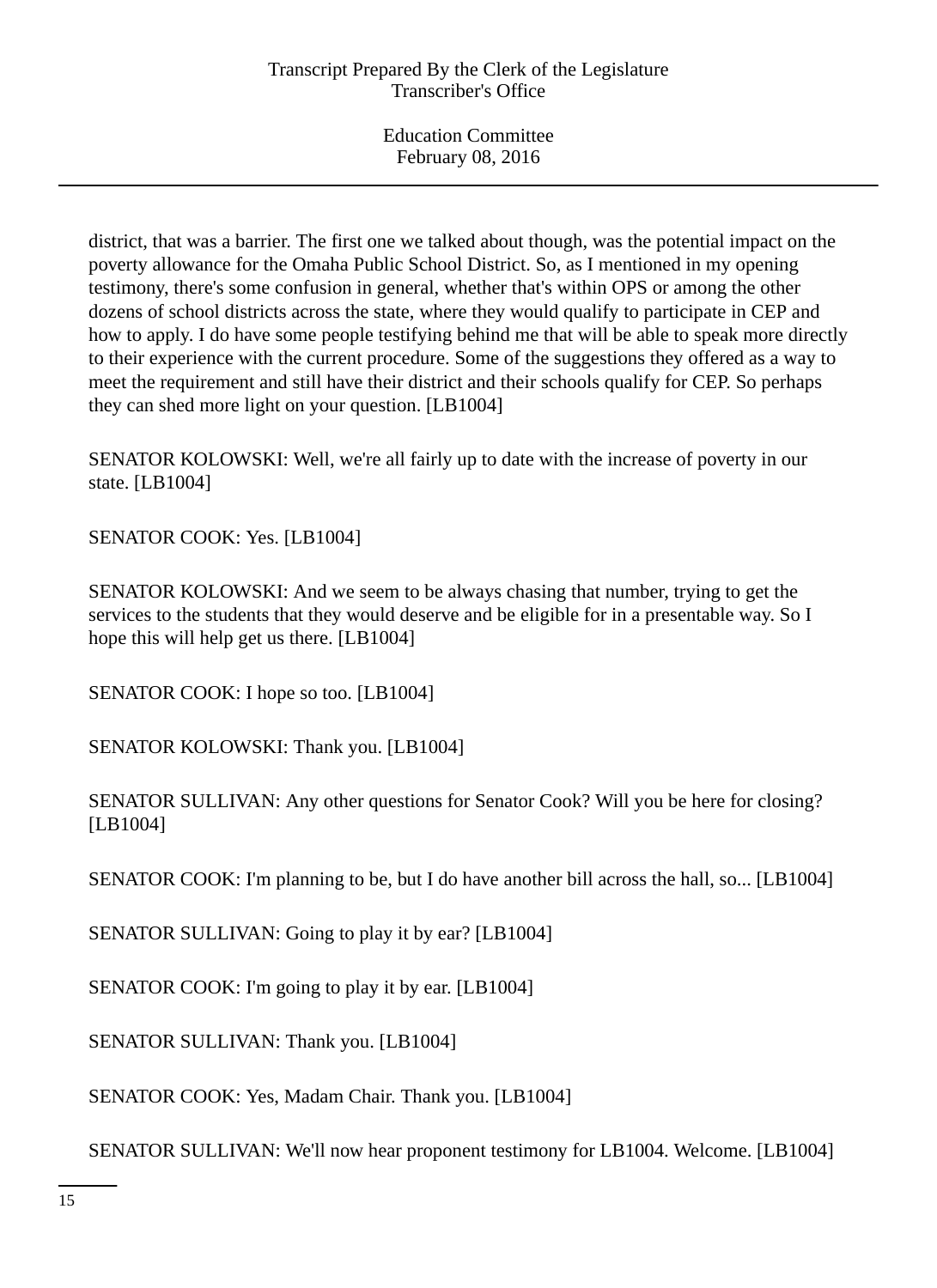district, that was a barrier. The first one we talked about though, was the potential impact on the poverty allowance for the Omaha Public School District. So, as I mentioned in my opening testimony, there's some confusion in general, whether that's within OPS or among the other dozens of school districts across the state, where they would qualify to participate in CEP and how to apply. I do have some people testifying behind me that will be able to speak more directly to their experience with the current procedure. Some of the suggestions they offered as a way to meet the requirement and still have their district and their schools qualify for CEP. So perhaps they can shed more light on your question. [LB1004]

SENATOR KOLOWSKI: Well, we're all fairly up to date with the increase of poverty in our state. [LB1004]

SENATOR COOK: Yes. [LB1004]

SENATOR KOLOWSKI: And we seem to be always chasing that number, trying to get the services to the students that they would deserve and be eligible for in a presentable way. So I hope this will help get us there. [LB1004]

SENATOR COOK: I hope so too. [LB1004]

SENATOR KOLOWSKI: Thank you. [LB1004]

SENATOR SULLIVAN: Any other questions for Senator Cook? Will you be here for closing? [LB1004]

SENATOR COOK: I'm planning to be, but I do have another bill across the hall, so... [LB1004]

SENATOR SULLIVAN: Going to play it by ear? [LB1004]

SENATOR COOK: I'm going to play it by ear. [LB1004]

SENATOR SULLIVAN: Thank you. [LB1004]

SENATOR COOK: Yes, Madam Chair. Thank you. [LB1004]

SENATOR SULLIVAN: We'll now hear proponent testimony for LB1004. Welcome. [LB1004]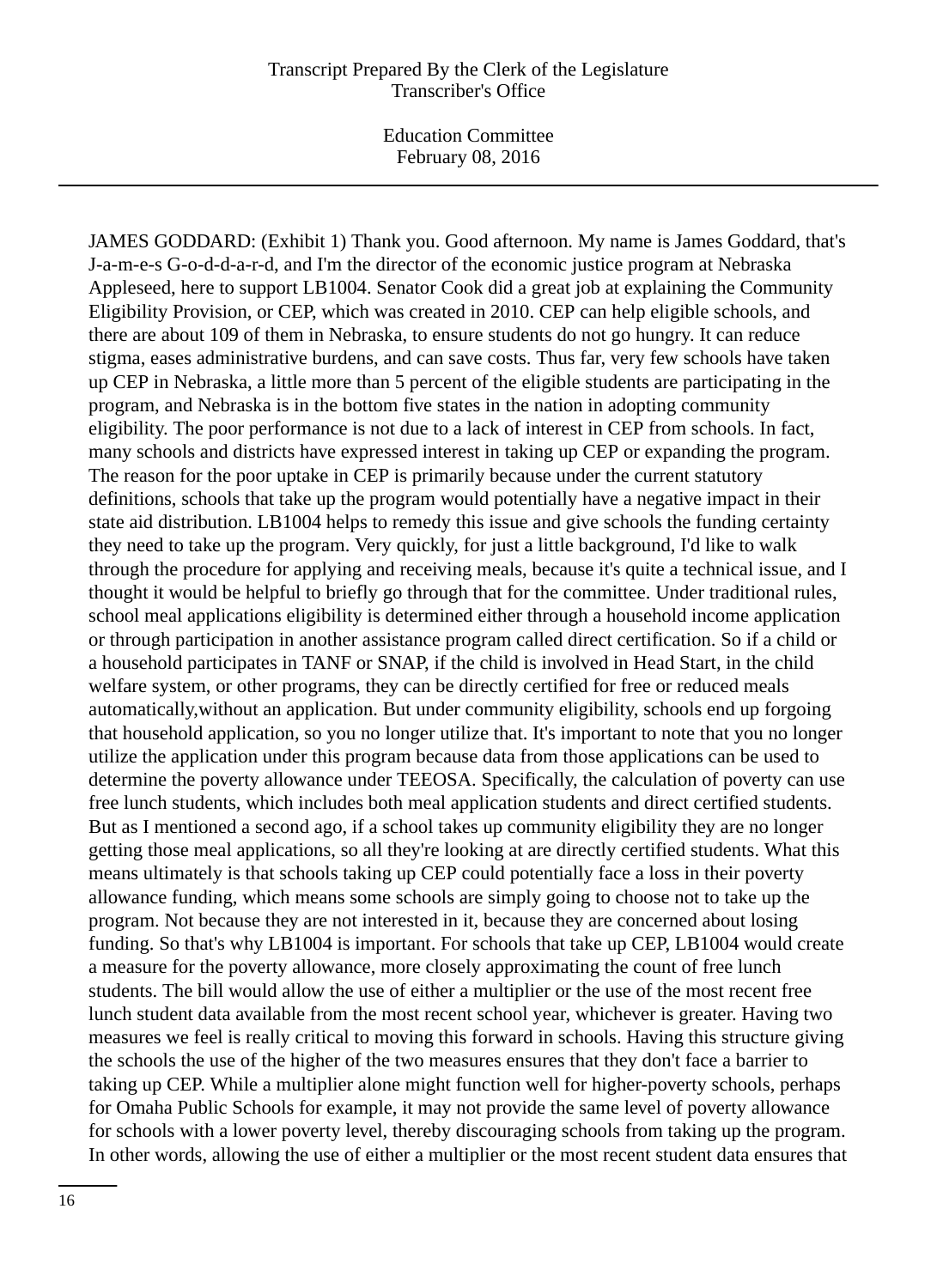JAMES GODDARD: (Exhibit 1) Thank you. Good afternoon. My name is James Goddard, that's J-a-m-e-s G-o-d-d-a-r-d, and I'm the director of the economic justice program at Nebraska Appleseed, here to support LB1004. Senator Cook did a great job at explaining the Community Eligibility Provision, or CEP, which was created in 2010. CEP can help eligible schools, and there are about 109 of them in Nebraska, to ensure students do not go hungry. It can reduce stigma, eases administrative burdens, and can save costs. Thus far, very few schools have taken up CEP in Nebraska, a little more than 5 percent of the eligible students are participating in the program, and Nebraska is in the bottom five states in the nation in adopting community eligibility. The poor performance is not due to a lack of interest in CEP from schools. In fact, many schools and districts have expressed interest in taking up CEP or expanding the program. The reason for the poor uptake in CEP is primarily because under the current statutory definitions, schools that take up the program would potentially have a negative impact in their state aid distribution. LB1004 helps to remedy this issue and give schools the funding certainty they need to take up the program. Very quickly, for just a little background, I'd like to walk through the procedure for applying and receiving meals, because it's quite a technical issue, and I thought it would be helpful to briefly go through that for the committee. Under traditional rules, school meal applications eligibility is determined either through a household income application or through participation in another assistance program called direct certification. So if a child or a household participates in TANF or SNAP, if the child is involved in Head Start, in the child welfare system, or other programs, they can be directly certified for free or reduced meals automatically,without an application. But under community eligibility, schools end up forgoing that household application, so you no longer utilize that. It's important to note that you no longer utilize the application under this program because data from those applications can be used to determine the poverty allowance under TEEOSA. Specifically, the calculation of poverty can use free lunch students, which includes both meal application students and direct certified students. But as I mentioned a second ago, if a school takes up community eligibility they are no longer getting those meal applications, so all they're looking at are directly certified students. What this means ultimately is that schools taking up CEP could potentially face a loss in their poverty allowance funding, which means some schools are simply going to choose not to take up the program. Not because they are not interested in it, because they are concerned about losing funding. So that's why LB1004 is important. For schools that take up CEP, LB1004 would create a measure for the poverty allowance, more closely approximating the count of free lunch students. The bill would allow the use of either a multiplier or the use of the most recent free lunch student data available from the most recent school year, whichever is greater. Having two measures we feel is really critical to moving this forward in schools. Having this structure giving the schools the use of the higher of the two measures ensures that they don't face a barrier to taking up CEP. While a multiplier alone might function well for higher-poverty schools, perhaps for Omaha Public Schools for example, it may not provide the same level of poverty allowance for schools with a lower poverty level, thereby discouraging schools from taking up the program. In other words, allowing the use of either a multiplier or the most recent student data ensures that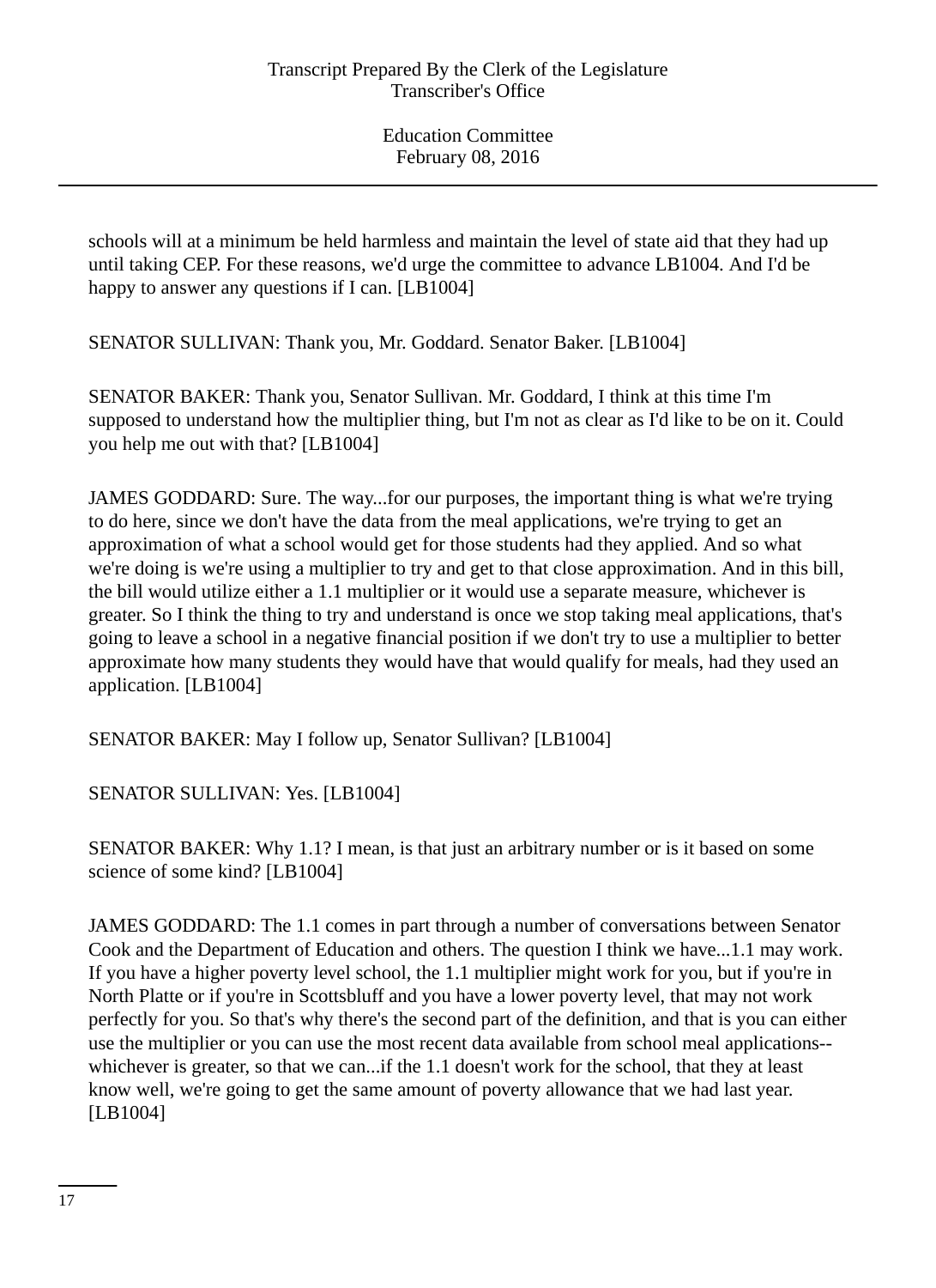schools will at a minimum be held harmless and maintain the level of state aid that they had up until taking CEP. For these reasons, we'd urge the committee to advance LB1004. And I'd be happy to answer any questions if I can. [LB1004]

SENATOR SULLIVAN: Thank you, Mr. Goddard. Senator Baker. [LB1004]

SENATOR BAKER: Thank you, Senator Sullivan. Mr. Goddard, I think at this time I'm supposed to understand how the multiplier thing, but I'm not as clear as I'd like to be on it. Could you help me out with that? [LB1004]

JAMES GODDARD: Sure. The way...for our purposes, the important thing is what we're trying to do here, since we don't have the data from the meal applications, we're trying to get an approximation of what a school would get for those students had they applied. And so what we're doing is we're using a multiplier to try and get to that close approximation. And in this bill, the bill would utilize either a 1.1 multiplier or it would use a separate measure, whichever is greater. So I think the thing to try and understand is once we stop taking meal applications, that's going to leave a school in a negative financial position if we don't try to use a multiplier to better approximate how many students they would have that would qualify for meals, had they used an application. [LB1004]

SENATOR BAKER: May I follow up, Senator Sullivan? [LB1004]

SENATOR SULLIVAN: Yes. [LB1004]

SENATOR BAKER: Why 1.1? I mean, is that just an arbitrary number or is it based on some science of some kind? [LB1004]

JAMES GODDARD: The 1.1 comes in part through a number of conversations between Senator Cook and the Department of Education and others. The question I think we have...1.1 may work. If you have a higher poverty level school, the 1.1 multiplier might work for you, but if you're in North Platte or if you're in Scottsbluff and you have a lower poverty level, that may not work perfectly for you. So that's why there's the second part of the definition, and that is you can either use the multiplier or you can use the most recent data available from school meal applications--whichever is greater, so that we can...if the 1.1 doesn't work for the school, that they at least know well, we're going to get the same amount of poverty allowance that we had last year. [LB1004]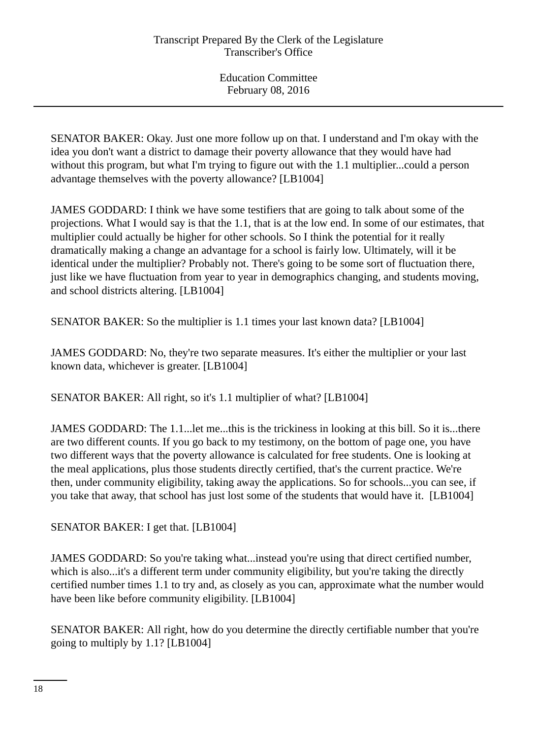SENATOR BAKER: Okay. Just one more follow up on that. I understand and I'm okay with the idea you don't want a district to damage their poverty allowance that they would have had without this program, but what I'm trying to figure out with the 1.1 multiplier...could a person advantage themselves with the poverty allowance? [LB1004]

JAMES GODDARD: I think we have some testifiers that are going to talk about some of the projections. What I would say is that the 1.1, that is at the low end. In some of our estimates, that multiplier could actually be higher for other schools. So I think the potential for it really dramatically making a change an advantage for a school is fairly low. Ultimately, will it be identical under the multiplier? Probably not. There's going to be some sort of fluctuation there, just like we have fluctuation from year to year in demographics changing, and students moving, and school districts altering. [LB1004]

SENATOR BAKER: So the multiplier is 1.1 times your last known data? [LB1004]

JAMES GODDARD: No, they're two separate measures. It's either the multiplier or your last known data, whichever is greater. [LB1004]

SENATOR BAKER: All right, so it's 1.1 multiplier of what? [LB1004]

JAMES GODDARD: The 1.1...let me...this is the trickiness in looking at this bill. So it is...there are two different counts. If you go back to my testimony, on the bottom of page one, you have two different ways that the poverty allowance is calculated for free students. One is looking at the meal applications, plus those students directly certified, that's the current practice. We're then, under community eligibility, taking away the applications. So for schools...you can see, if you take that away, that school has just lost some of the students that would have it. [LB1004]

SENATOR BAKER: I get that. [LB1004]

JAMES GODDARD: So you're taking what...instead you're using that direct certified number, which is also...it's a different term under community eligibility, but you're taking the directly certified number times 1.1 to try and, as closely as you can, approximate what the number would have been like before community eligibility. [LB1004]

SENATOR BAKER: All right, how do you determine the directly certifiable number that you're going to multiply by 1.1? [LB1004]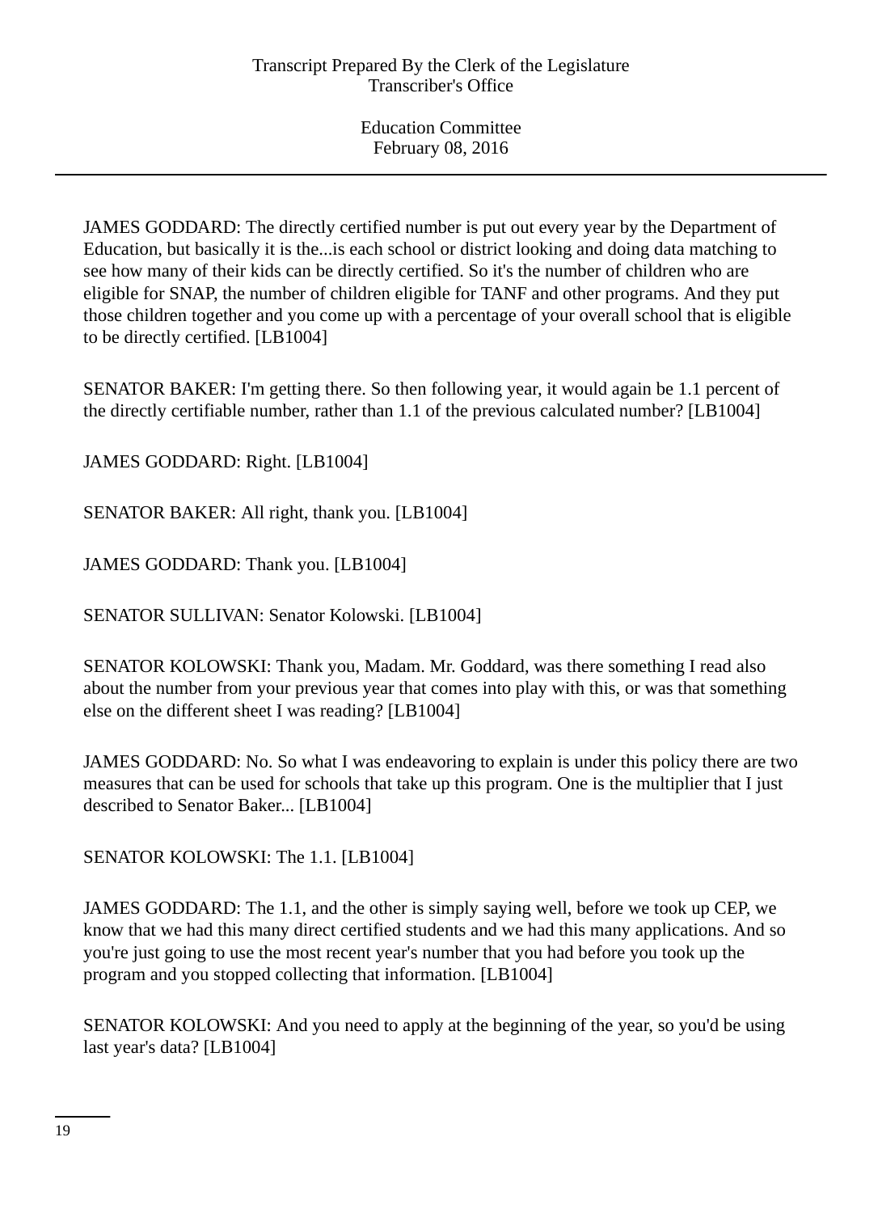JAMES GODDARD: The directly certified number is put out every year by the Department of Education, but basically it is the...is each school or district looking and doing data matching to see how many of their kids can be directly certified. So it's the number of children who are eligible for SNAP, the number of children eligible for TANF and other programs. And they put those children together and you come up with a percentage of your overall school that is eligible to be directly certified. [LB1004]

SENATOR BAKER: I'm getting there. So then following year, it would again be 1.1 percent of the directly certifiable number, rather than 1.1 of the previous calculated number? [LB1004]

JAMES GODDARD: Right. [LB1004]

SENATOR BAKER: All right, thank you. [LB1004]

JAMES GODDARD: Thank you. [LB1004]

SENATOR SULLIVAN: Senator Kolowski. [LB1004]

SENATOR KOLOWSKI: Thank you, Madam. Mr. Goddard, was there something I read also about the number from your previous year that comes into play with this, or was that something else on the different sheet I was reading? [LB1004]

JAMES GODDARD: No. So what I was endeavoring to explain is under this policy there are two measures that can be used for schools that take up this program. One is the multiplier that I just described to Senator Baker... [LB1004]

SENATOR KOLOWSKI: The 1.1. [LB1004]

JAMES GODDARD: The 1.1, and the other is simply saying well, before we took up CEP, we know that we had this many direct certified students and we had this many applications. And so you're just going to use the most recent year's number that you had before you took up the program and you stopped collecting that information. [LB1004]

SENATOR KOLOWSKI: And you need to apply at the beginning of the year, so you'd be using last year's data? [LB1004]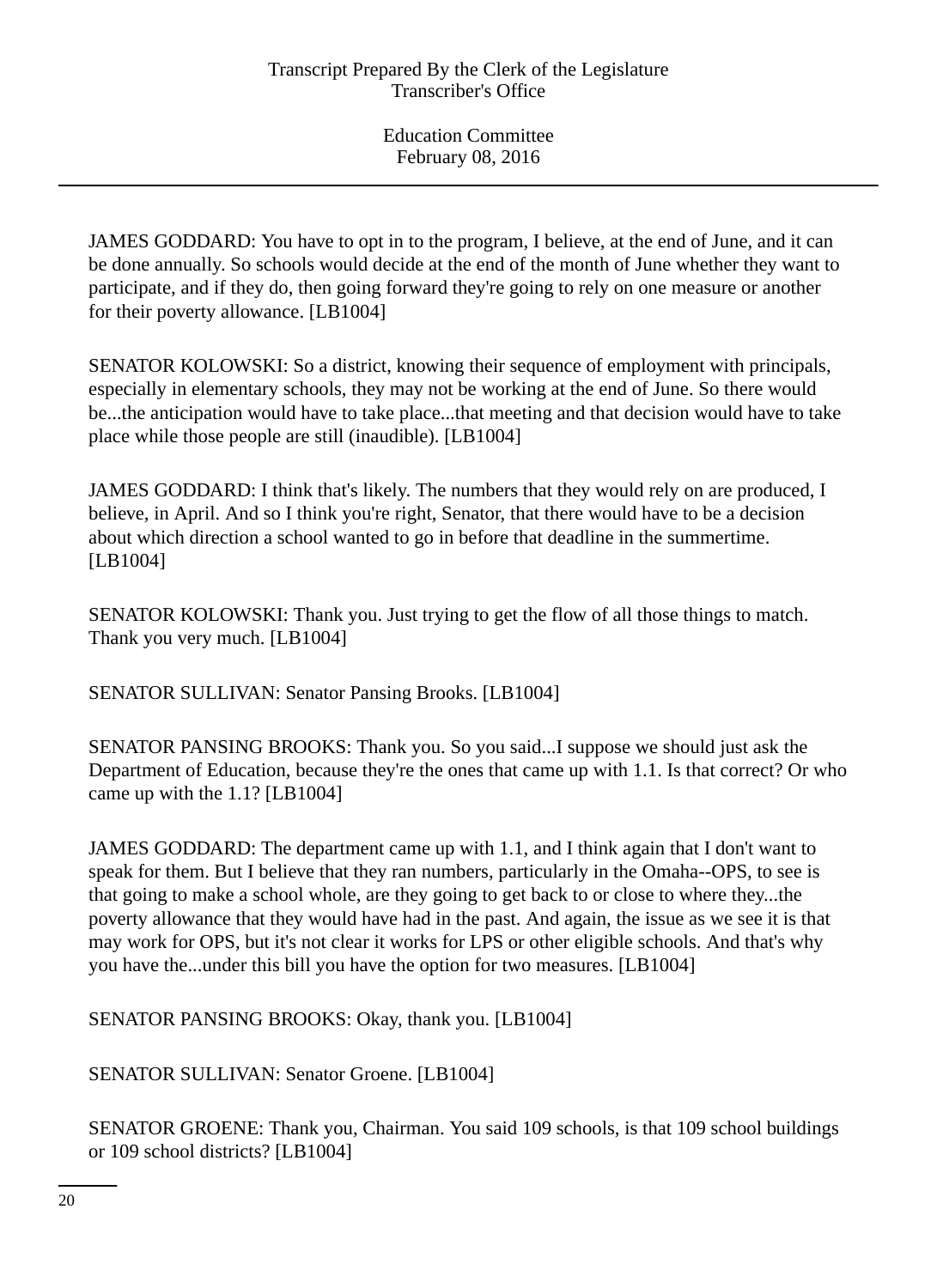JAMES GODDARD: You have to opt in to the program, I believe, at the end of June, and it can be done annually. So schools would decide at the end of the month of June whether they want to participate, and if they do, then going forward they're going to rely on one measure or another for their poverty allowance. [LB1004]

SENATOR KOLOWSKI: So a district, knowing their sequence of employment with principals, especially in elementary schools, they may not be working at the end of June. So there would be...the anticipation would have to take place...that meeting and that decision would have to take place while those people are still (inaudible). [LB1004]

JAMES GODDARD: I think that's likely. The numbers that they would rely on are produced, I believe, in April. And so I think you're right, Senator, that there would have to be a decision about which direction a school wanted to go in before that deadline in the summertime. [LB1004]

SENATOR KOLOWSKI: Thank you. Just trying to get the flow of all those things to match. Thank you very much. [LB1004]

SENATOR SULLIVAN: Senator Pansing Brooks. [LB1004]

SENATOR PANSING BROOKS: Thank you. So you said...I suppose we should just ask the Department of Education, because they're the ones that came up with 1.1. Is that correct? Or who came up with the 1.1? [LB1004]

JAMES GODDARD: The department came up with 1.1, and I think again that I don't want to speak for them. But I believe that they ran numbers, particularly in the Omaha--OPS, to see is that going to make a school whole, are they going to get back to or close to where they...the poverty allowance that they would have had in the past. And again, the issue as we see it is that may work for OPS, but it's not clear it works for LPS or other eligible schools. And that's why you have the...under this bill you have the option for two measures. [LB1004]

SENATOR PANSING BROOKS: Okay, thank you. [LB1004]

SENATOR SULLIVAN: Senator Groene. [LB1004]

SENATOR GROENE: Thank you, Chairman. You said 109 schools, is that 109 school buildings or 109 school districts? [LB1004]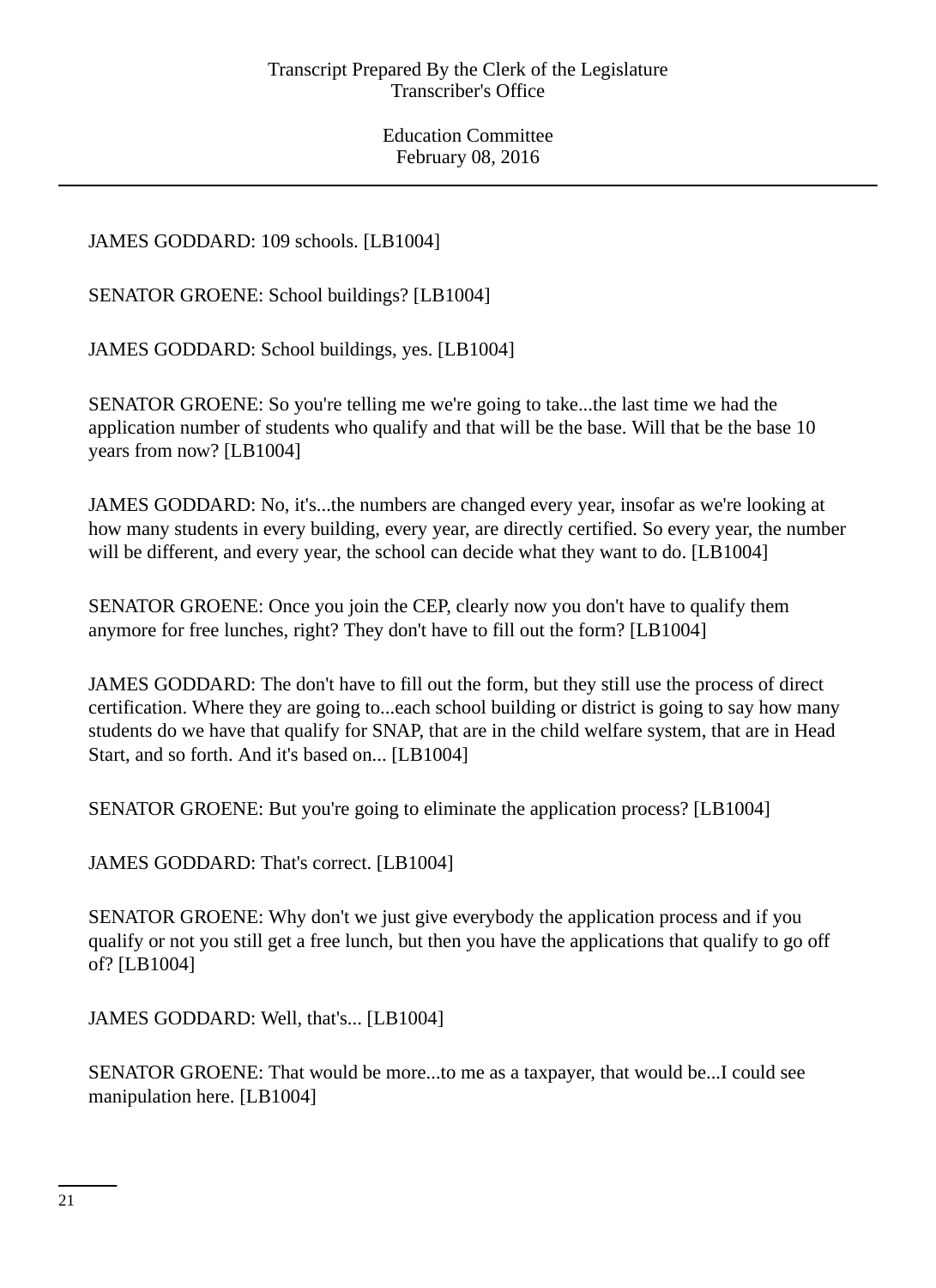JAMES GODDARD: 109 schools. [LB1004]

SENATOR GROENE: School buildings? [LB1004]

JAMES GODDARD: School buildings, yes. [LB1004]

SENATOR GROENE: So you're telling me we're going to take...the last time we had the application number of students who qualify and that will be the base. Will that be the base 10 years from now? [LB1004]

JAMES GODDARD: No, it's...the numbers are changed every year, insofar as we're looking at how many students in every building, every year, are directly certified. So every year, the number will be different, and every year, the school can decide what they want to do. [LB1004]

SENATOR GROENE: Once you join the CEP, clearly now you don't have to qualify them anymore for free lunches, right? They don't have to fill out the form? [LB1004]

JAMES GODDARD: The don't have to fill out the form, but they still use the process of direct certification. Where they are going to...each school building or district is going to say how many students do we have that qualify for SNAP, that are in the child welfare system, that are in Head Start, and so forth. And it's based on... [LB1004]

SENATOR GROENE: But you're going to eliminate the application process? [LB1004]

JAMES GODDARD: That's correct. [LB1004]

SENATOR GROENE: Why don't we just give everybody the application process and if you qualify or not you still get a free lunch, but then you have the applications that qualify to go off of? [LB1004]

JAMES GODDARD: Well, that's... [LB1004]

SENATOR GROENE: That would be more...to me as a taxpayer, that would be...I could see manipulation here. [LB1004]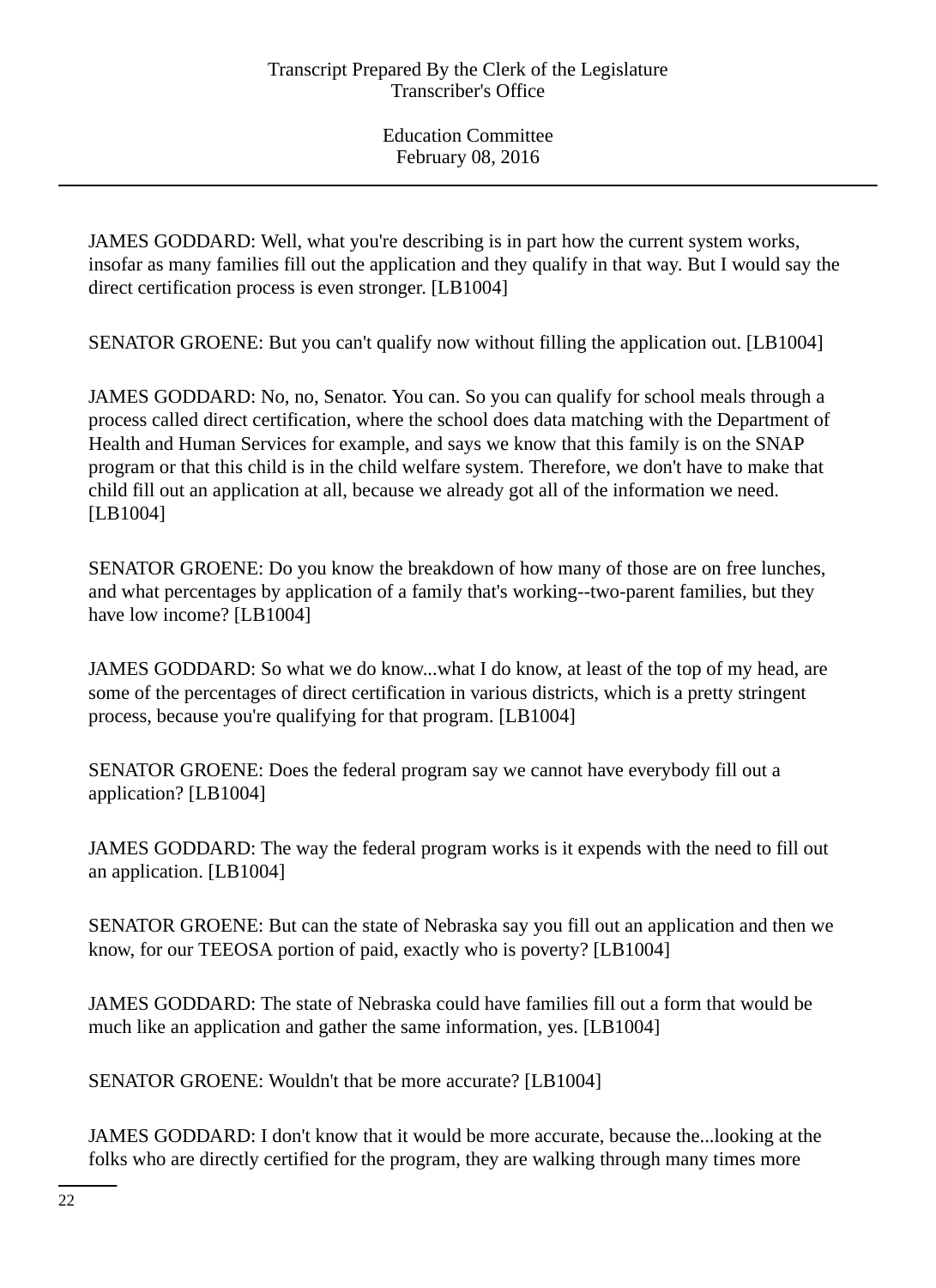JAMES GODDARD: Well, what you're describing is in part how the current system works, insofar as many families fill out the application and they qualify in that way. But I would say the direct certification process is even stronger. [LB1004]

SENATOR GROENE: But you can't qualify now without filling the application out. [LB1004]

JAMES GODDARD: No, no, Senator. You can. So you can qualify for school meals through a process called direct certification, where the school does data matching with the Department of Health and Human Services for example, and says we know that this family is on the SNAP program or that this child is in the child welfare system. Therefore, we don't have to make that child fill out an application at all, because we already got all of the information we need. [LB1004]

SENATOR GROENE: Do you know the breakdown of how many of those are on free lunches, and what percentages by application of a family that's working--two-parent families, but they have low income? [LB1004]

JAMES GODDARD: So what we do know...what I do know, at least of the top of my head, are some of the percentages of direct certification in various districts, which is a pretty stringent process, because you're qualifying for that program. [LB1004]

SENATOR GROENE: Does the federal program say we cannot have everybody fill out a application? [LB1004]

JAMES GODDARD: The way the federal program works is it expends with the need to fill out an application. [LB1004]

SENATOR GROENE: But can the state of Nebraska say you fill out an application and then we know, for our TEEOSA portion of paid, exactly who is poverty? [LB1004]

JAMES GODDARD: The state of Nebraska could have families fill out a form that would be much like an application and gather the same information, yes. [LB1004]

SENATOR GROENE: Wouldn't that be more accurate? [LB1004]

JAMES GODDARD: I don't know that it would be more accurate, because the...looking at the folks who are directly certified for the program, they are walking through many times more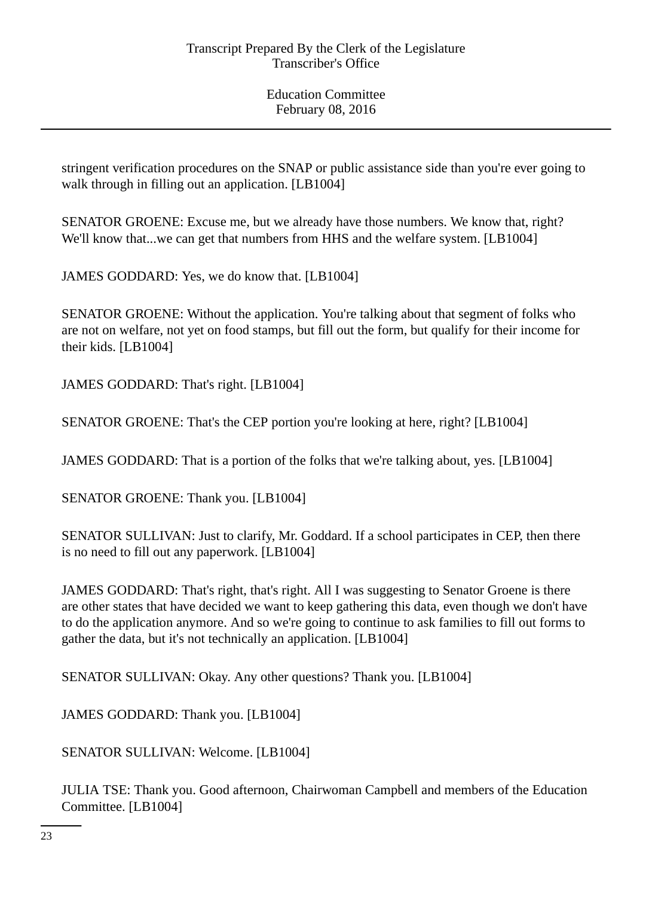stringent verification procedures on the SNAP or public assistance side than you're ever going to walk through in filling out an application. [LB1004]

SENATOR GROENE: Excuse me, but we already have those numbers. We know that, right? We'll know that...we can get that numbers from HHS and the welfare system. [LB1004]

JAMES GODDARD: Yes, we do know that. [LB1004]

SENATOR GROENE: Without the application. You're talking about that segment of folks who are not on welfare, not yet on food stamps, but fill out the form, but qualify for their income for their kids. [LB1004]

JAMES GODDARD: That's right. [LB1004]

SENATOR GROENE: That's the CEP portion you're looking at here, right? [LB1004]

JAMES GODDARD: That is a portion of the folks that we're talking about, yes. [LB1004]

SENATOR GROENE: Thank you. [LB1004]

SENATOR SULLIVAN: Just to clarify, Mr. Goddard. If a school participates in CEP, then there is no need to fill out any paperwork. [LB1004]

JAMES GODDARD: That's right, that's right. All I was suggesting to Senator Groene is there are other states that have decided we want to keep gathering this data, even though we don't have to do the application anymore. And so we're going to continue to ask families to fill out forms to gather the data, but it's not technically an application. [LB1004]

SENATOR SULLIVAN: Okay. Any other questions? Thank you. [LB1004]

JAMES GODDARD: Thank you. [LB1004]

SENATOR SULLIVAN: Welcome. [LB1004]

JULIA TSE: Thank you. Good afternoon, Chairwoman Campbell and members of the Education Committee. [LB1004]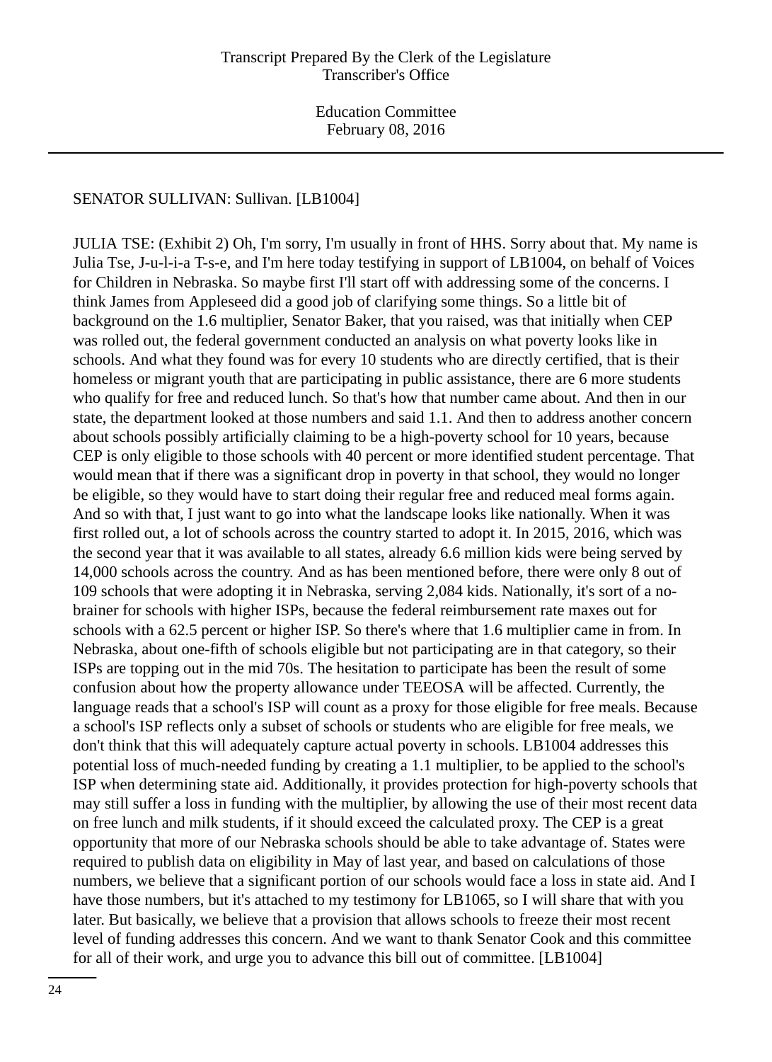SENATOR SULLIVAN: Sullivan. [LB1004]

JULIA TSE: (Exhibit 2) Oh, I'm sorry, I'm usually in front of HHS. Sorry about that. My name is Julia Tse, J-u-l-i-a T-s-e, and I'm here today testifying in support of LB1004, on behalf of Voices for Children in Nebraska. So maybe first I'll start off with addressing some of the concerns. I think James from Appleseed did a good job of clarifying some things. So a little bit of background on the 1.6 multiplier, Senator Baker, that you raised, was that initially when CEP was rolled out, the federal government conducted an analysis on what poverty looks like in schools. And what they found was for every 10 students who are directly certified, that is their homeless or migrant youth that are participating in public assistance, there are 6 more students who qualify for free and reduced lunch. So that's how that number came about. And then in our state, the department looked at those numbers and said 1.1. And then to address another concern about schools possibly artificially claiming to be a high-poverty school for 10 years, because CEP is only eligible to those schools with 40 percent or more identified student percentage. That would mean that if there was a significant drop in poverty in that school, they would no longer be eligible, so they would have to start doing their regular free and reduced meal forms again. And so with that, I just want to go into what the landscape looks like nationally. When it was first rolled out, a lot of schools across the country started to adopt it. In 2015, 2016, which was the second year that it was available to all states, already 6.6 million kids were being served by 14,000 schools across the country. And as has been mentioned before, there were only 8 out of 109 schools that were adopting it in Nebraska, serving 2,084 kids. Nationally, it's sort of a no-brainer for schools with higher ISPs, because the federal reimbursement rate maxes out for schools with a 62.5 percent or higher ISP. So there's where that 1.6 multiplier came in from. In Nebraska, about one-fifth of schools eligible but not participating are in that category, so their ISPs are topping out in the mid 70s. The hesitation to participate has been the result of some confusion about how the property allowance under TEEOSA will be affected. Currently, the language reads that a school's ISP will count as a proxy for those eligible for free meals. Because a school's ISP reflects only a subset of schools or students who are eligible for free meals, we don't think that this will adequately capture actual poverty in schools. LB1004 addresses this potential loss of much-needed funding by creating a 1.1 multiplier, to be applied to the school's ISP when determining state aid. Additionally, it provides protection for high-poverty schools that may still suffer a loss in funding with the multiplier, by allowing the use of their most recent data on free lunch and milk students, if it should exceed the calculated proxy. The CEP is a great opportunity that more of our Nebraska schools should be able to take advantage of. States were required to publish data on eligibility in May of last year, and based on calculations of those numbers, we believe that a significant portion of our schools would face a loss in state aid. And I have those numbers, but it's attached to my testimony for LB1065, so I will share that with you later. But basically, we believe that a provision that allows schools to freeze their most recent level of funding addresses this concern. And we want to thank Senator Cook and this committee for all of their work, and urge you to advance this bill out of committee. [LB1004]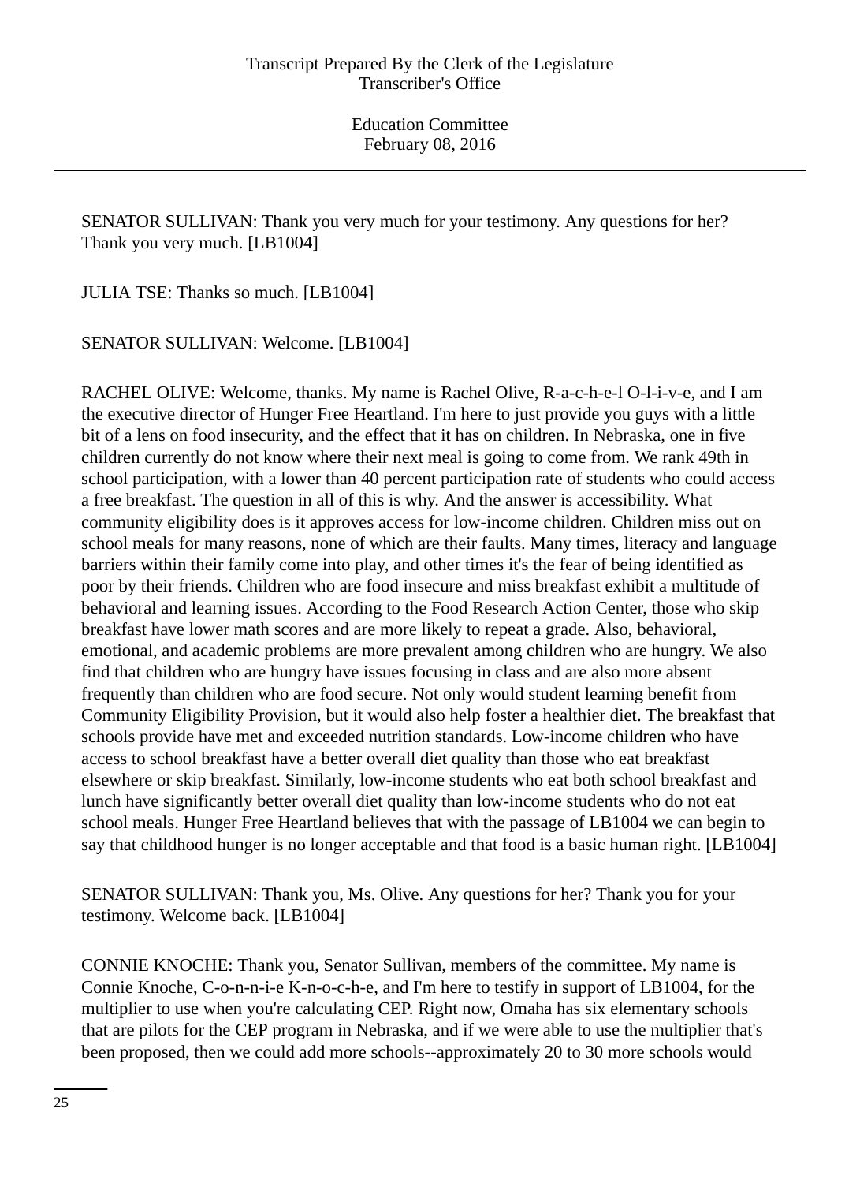SENATOR SULLIVAN: Thank you very much for your testimony. Any questions for her? Thank you very much. [LB1004]

JULIA TSE: Thanks so much. [LB1004]

SENATOR SULLIVAN: Welcome. [LB1004]

RACHEL OLIVE: Welcome, thanks. My name is Rachel Olive, R-a-c-h-e-l O-l-i-v-e, and I am the executive director of Hunger Free Heartland. I'm here to just provide you guys with a little bit of a lens on food insecurity, and the effect that it has on children. In Nebraska, one in five children currently do not know where their next meal is going to come from. We rank 49th in school participation, with a lower than 40 percent participation rate of students who could access a free breakfast. The question in all of this is why. And the answer is accessibility. What community eligibility does is it approves access for low-income children. Children miss out on school meals for many reasons, none of which are their faults. Many times, literacy and language barriers within their family come into play, and other times it's the fear of being identified as poor by their friends. Children who are food insecure and miss breakfast exhibit a multitude of behavioral and learning issues. According to the Food Research Action Center, those who skip breakfast have lower math scores and are more likely to repeat a grade. Also, behavioral, emotional, and academic problems are more prevalent among children who are hungry. We also find that children who are hungry have issues focusing in class and are also more absent frequently than children who are food secure. Not only would student learning benefit from Community Eligibility Provision, but it would also help foster a healthier diet. The breakfast that schools provide have met and exceeded nutrition standards. Low-income children who have access to school breakfast have a better overall diet quality than those who eat breakfast elsewhere or skip breakfast. Similarly, low-income students who eat both school breakfast and lunch have significantly better overall diet quality than low-income students who do not eat school meals. Hunger Free Heartland believes that with the passage of LB1004 we can begin to say that childhood hunger is no longer acceptable and that food is a basic human right. [LB1004]

SENATOR SULLIVAN: Thank you, Ms. Olive. Any questions for her? Thank you for your testimony. Welcome back. [LB1004]

CONNIE KNOCHE: Thank you, Senator Sullivan, members of the committee. My name is Connie Knoche, C-o-n-n-i-e K-n-o-c-h-e, and I'm here to testify in support of LB1004, for the multiplier to use when you're calculating CEP. Right now, Omaha has six elementary schools that are pilots for the CEP program in Nebraska, and if we were able to use the multiplier that's been proposed, then we could add more schools--approximately 20 to 30 more schools would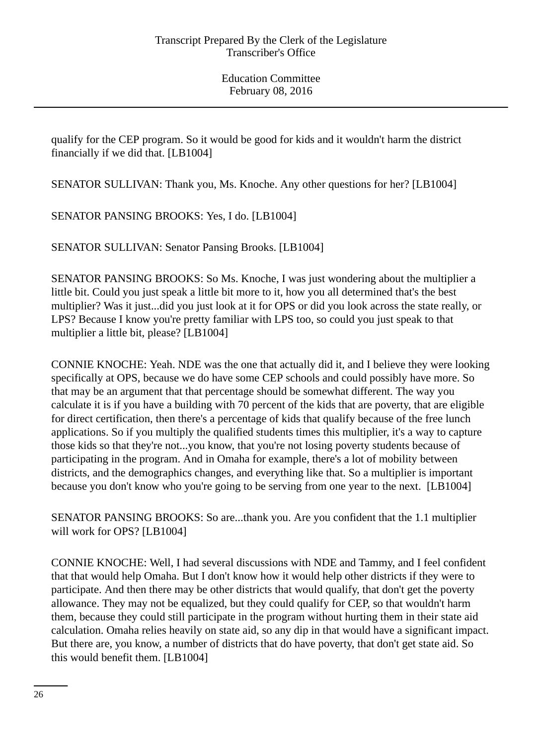qualify for the CEP program. So it would be good for kids and it wouldn't harm the district financially if we did that. [LB1004]

SENATOR SULLIVAN: Thank you, Ms. Knoche. Any other questions for her? [LB1004]

SENATOR PANSING BROOKS: Yes, I do. [LB1004]

SENATOR SULLIVAN: Senator Pansing Brooks. [LB1004]

SENATOR PANSING BROOKS: So Ms. Knoche, I was just wondering about the multiplier a little bit. Could you just speak a little bit more to it, how you all determined that's the best multiplier? Was it just...did you just look at it for OPS or did you look across the state really, or LPS? Because I know you're pretty familiar with LPS too, so could you just speak to that multiplier a little bit, please? [LB1004]

CONNIE KNOCHE: Yeah. NDE was the one that actually did it, and I believe they were looking specifically at OPS, because we do have some CEP schools and could possibly have more. So that may be an argument that that percentage should be somewhat different. The way you calculate it is if you have a building with 70 percent of the kids that are poverty, that are eligible for direct certification, then there's a percentage of kids that qualify because of the free lunch applications. So if you multiply the qualified students times this multiplier, it's a way to capture those kids so that they're not...you know, that you're not losing poverty students because of participating in the program. And in Omaha for example, there's a lot of mobility between districts, and the demographics changes, and everything like that. So a multiplier is important because you don't know who you're going to be serving from one year to the next. [LB1004]

SENATOR PANSING BROOKS: So are...thank you. Are you confident that the 1.1 multiplier will work for OPS? [LB1004]

CONNIE KNOCHE: Well, I had several discussions with NDE and Tammy, and I feel confident that that would help Omaha. But I don't know how it would help other districts if they were to participate. And then there may be other districts that would qualify, that don't get the poverty allowance. They may not be equalized, but they could qualify for CEP, so that wouldn't harm them, because they could still participate in the program without hurting them in their state aid calculation. Omaha relies heavily on state aid, so any dip in that would have a significant impact. But there are, you know, a number of districts that do have poverty, that don't get state aid. So this would benefit them. [LB1004]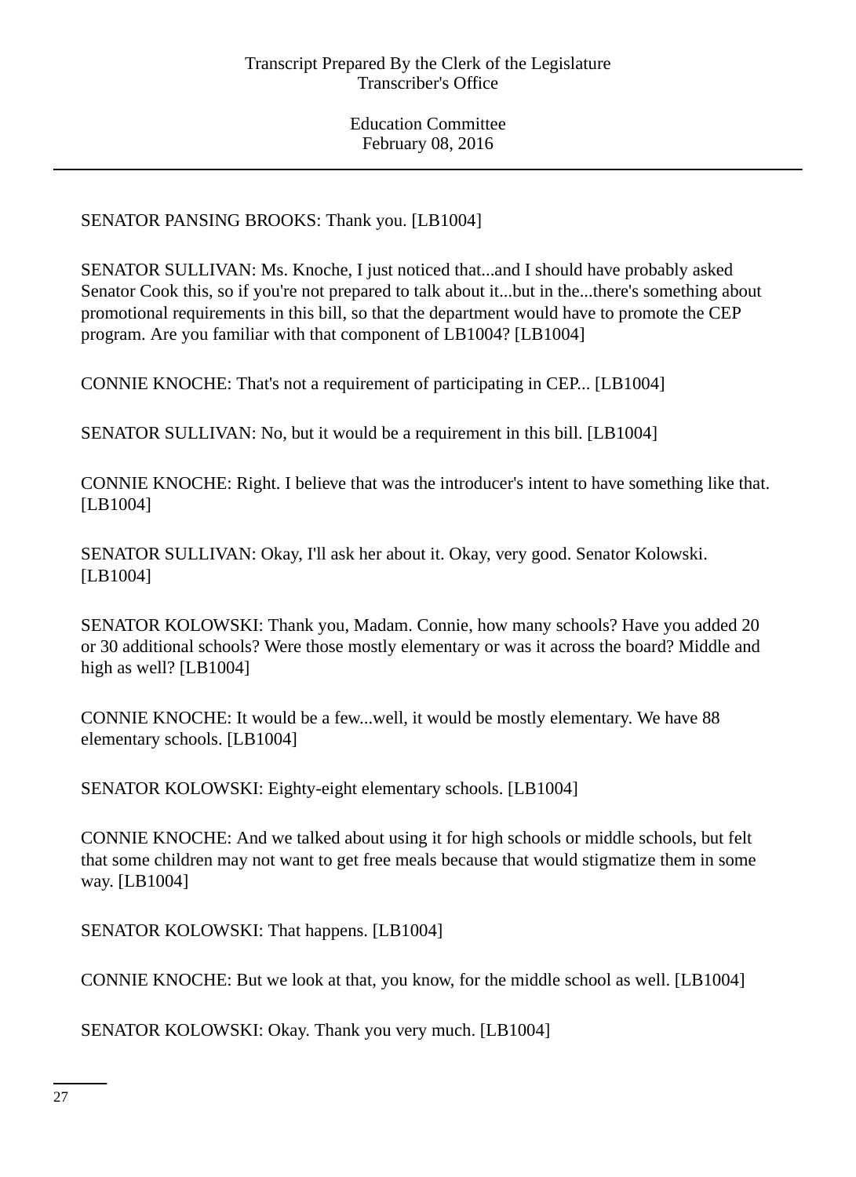SENATOR PANSING BROOKS: Thank you. [LB1004]

SENATOR SULLIVAN: Ms. Knoche, I just noticed that...and I should have probably asked Senator Cook this, so if you're not prepared to talk about it...but in the...there's something about promotional requirements in this bill, so that the department would have to promote the CEP program. Are you familiar with that component of LB1004? [LB1004]

CONNIE KNOCHE: That's not a requirement of participating in CEP... [LB1004]

SENATOR SULLIVAN: No, but it would be a requirement in this bill. [LB1004]

CONNIE KNOCHE: Right. I believe that was the introducer's intent to have something like that. [LB1004]

SENATOR SULLIVAN: Okay, I'll ask her about it. Okay, very good. Senator Kolowski. [LB1004]

SENATOR KOLOWSKI: Thank you, Madam. Connie, how many schools? Have you added 20 or 30 additional schools? Were those mostly elementary or was it across the board? Middle and high as well? [LB1004]

CONNIE KNOCHE: It would be a few...well, it would be mostly elementary. We have 88 elementary schools. [LB1004]

SENATOR KOLOWSKI: Eighty-eight elementary schools. [LB1004]

CONNIE KNOCHE: And we talked about using it for high schools or middle schools, but felt that some children may not want to get free meals because that would stigmatize them in some way. [LB1004]

SENATOR KOLOWSKI: That happens. [LB1004]

CONNIE KNOCHE: But we look at that, you know, for the middle school as well. [LB1004]

SENATOR KOLOWSKI: Okay. Thank you very much. [LB1004]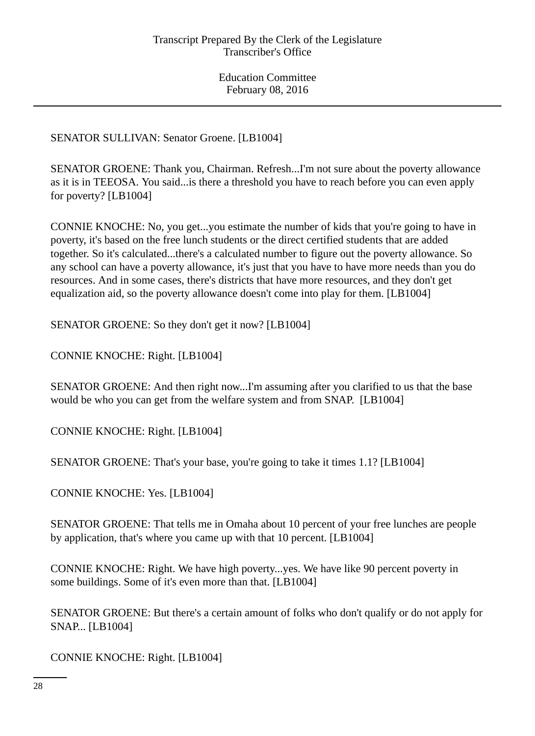SENATOR SULLIVAN: Senator Groene. [LB1004]

SENATOR GROENE: Thank you, Chairman. Refresh...I'm not sure about the poverty allowance as it is in TEEOSA. You said...is there a threshold you have to reach before you can even apply for poverty? [LB1004]

CONNIE KNOCHE: No, you get...you estimate the number of kids that you're going to have in poverty, it's based on the free lunch students or the direct certified students that are added together. So it's calculated...there's a calculated number to figure out the poverty allowance. So any school can have a poverty allowance, it's just that you have to have more needs than you do resources. And in some cases, there's districts that have more resources, and they don't get equalization aid, so the poverty allowance doesn't come into play for them. [LB1004]

SENATOR GROENE: So they don't get it now? [LB1004]

CONNIE KNOCHE: Right. [LB1004]

SENATOR GROENE: And then right now...I'm assuming after you clarified to us that the base would be who you can get from the welfare system and from SNAP. [LB1004]

CONNIE KNOCHE: Right. [LB1004]

SENATOR GROENE: That's your base, you're going to take it times 1.1? [LB1004]

CONNIE KNOCHE: Yes. [LB1004]

SENATOR GROENE: That tells me in Omaha about 10 percent of your free lunches are people by application, that's where you came up with that 10 percent. [LB1004]

CONNIE KNOCHE: Right. We have high poverty...yes. We have like 90 percent poverty in some buildings. Some of it's even more than that. [LB1004]

SENATOR GROENE: But there's a certain amount of folks who don't qualify or do not apply for SNAP... [LB1004]

CONNIE KNOCHE: Right. [LB1004]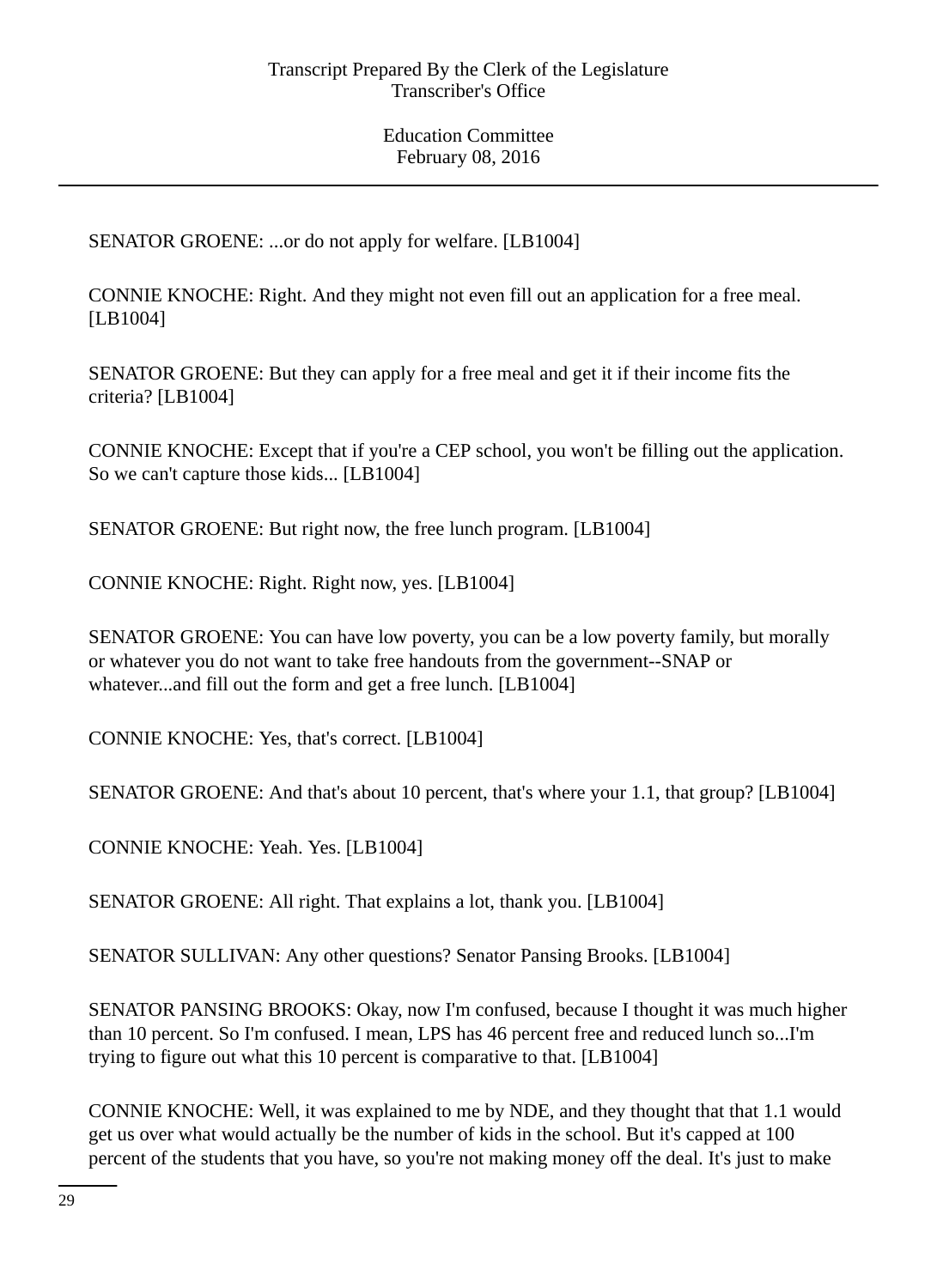SENATOR GROENE: ...or do not apply for welfare. [LB1004]

CONNIE KNOCHE: Right. And they might not even fill out an application for a free meal. [LB1004]

SENATOR GROENE: But they can apply for a free meal and get it if their income fits the criteria? [LB1004]

CONNIE KNOCHE: Except that if you're a CEP school, you won't be filling out the application. So we can't capture those kids... [LB1004]

SENATOR GROENE: But right now, the free lunch program. [LB1004]

CONNIE KNOCHE: Right. Right now, yes. [LB1004]

SENATOR GROENE: You can have low poverty, you can be a low poverty family, but morally or whatever you do not want to take free handouts from the government--SNAP or whatever...and fill out the form and get a free lunch. [LB1004]

CONNIE KNOCHE: Yes, that's correct. [LB1004]

SENATOR GROENE: And that's about 10 percent, that's where your 1.1, that group? [LB1004]

CONNIE KNOCHE: Yeah. Yes. [LB1004]

SENATOR GROENE: All right. That explains a lot, thank you. [LB1004]

SENATOR SULLIVAN: Any other questions? Senator Pansing Brooks. [LB1004]

SENATOR PANSING BROOKS: Okay, now I'm confused, because I thought it was much higher than 10 percent. So I'm confused. I mean, LPS has 46 percent free and reduced lunch so...I'm trying to figure out what this 10 percent is comparative to that. [LB1004]

CONNIE KNOCHE: Well, it was explained to me by NDE, and they thought that that 1.1 would get us over what would actually be the number of kids in the school. But it's capped at 100 percent of the students that you have, so you're not making money off the deal. It's just to make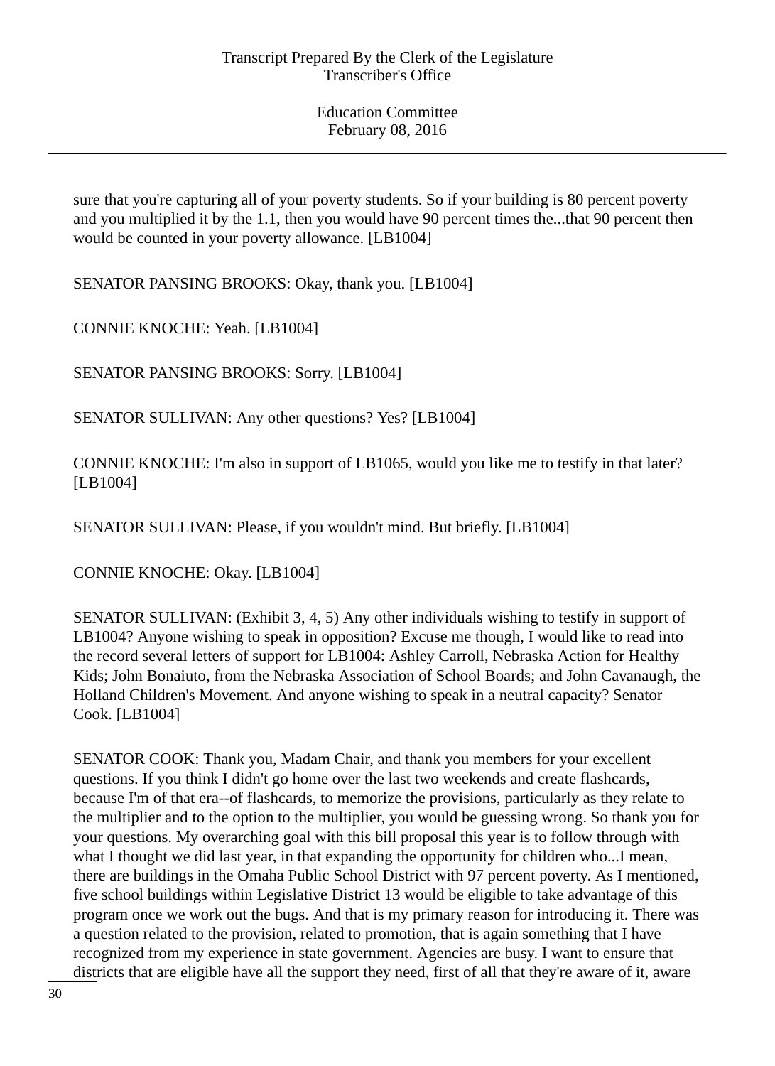sure that you're capturing all of your poverty students. So if your building is 80 percent poverty and you multiplied it by the 1.1, then you would have 90 percent times the...that 90 percent then would be counted in your poverty allowance. [LB1004]

SENATOR PANSING BROOKS: Okay, thank you. [LB1004]

CONNIE KNOCHE: Yeah. [LB1004]

SENATOR PANSING BROOKS: Sorry. [LB1004]

SENATOR SULLIVAN: Any other questions? Yes? [LB1004]

CONNIE KNOCHE: I'm also in support of LB1065, would you like me to testify in that later? [LB1004]

SENATOR SULLIVAN: Please, if you wouldn't mind. But briefly. [LB1004]

CONNIE KNOCHE: Okay. [LB1004]

SENATOR SULLIVAN: (Exhibit 3, 4, 5) Any other individuals wishing to testify in support of LB1004? Anyone wishing to speak in opposition? Excuse me though, I would like to read into the record several letters of support for LB1004: Ashley Carroll, Nebraska Action for Healthy Kids; John Bonaiuto, from the Nebraska Association of School Boards; and John Cavanaugh, the Holland Children's Movement. And anyone wishing to speak in a neutral capacity? Senator Cook. [LB1004]

SENATOR COOK: Thank you, Madam Chair, and thank you members for your excellent questions. If you think I didn't go home over the last two weekends and create flashcards, because I'm of that era--of flashcards, to memorize the provisions, particularly as they relate to the multiplier and to the option to the multiplier, you would be guessing wrong. So thank you for your questions. My overarching goal with this bill proposal this year is to follow through with what I thought we did last year, in that expanding the opportunity for children who...I mean, there are buildings in the Omaha Public School District with 97 percent poverty. As I mentioned, five school buildings within Legislative District 13 would be eligible to take advantage of this program once we work out the bugs. And that is my primary reason for introducing it. There was a question related to the provision, related to promotion, that is again something that I have recognized from my experience in state government. Agencies are busy. I want to ensure that districts that are eligible have all the support they need, first of all that they're aware of it, aware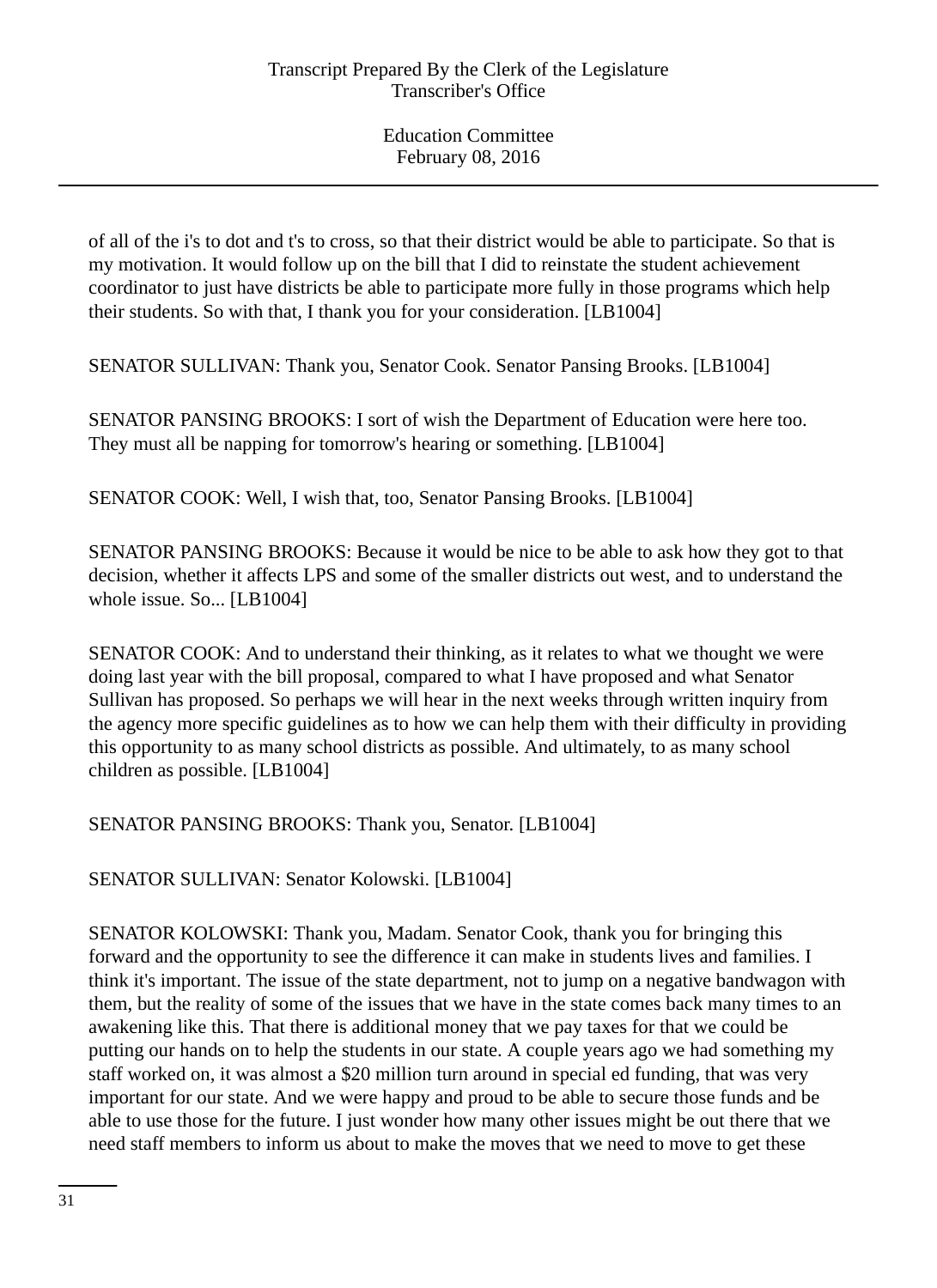of all of the i's to dot and t's to cross, so that their district would be able to participate. So that is my motivation. It would follow up on the bill that I did to reinstate the student achievement coordinator to just have districts be able to participate more fully in those programs which help their students. So with that, I thank you for your consideration. [LB1004]

SENATOR SULLIVAN: Thank you, Senator Cook. Senator Pansing Brooks. [LB1004]

SENATOR PANSING BROOKS: I sort of wish the Department of Education were here too. They must all be napping for tomorrow's hearing or something. [LB1004]

SENATOR COOK: Well, I wish that, too, Senator Pansing Brooks. [LB1004]

SENATOR PANSING BROOKS: Because it would be nice to be able to ask how they got to that decision, whether it affects LPS and some of the smaller districts out west, and to understand the whole issue. So... [LB1004]

SENATOR COOK: And to understand their thinking, as it relates to what we thought we were doing last year with the bill proposal, compared to what I have proposed and what Senator Sullivan has proposed. So perhaps we will hear in the next weeks through written inquiry from the agency more specific guidelines as to how we can help them with their difficulty in providing this opportunity to as many school districts as possible. And ultimately, to as many school children as possible. [LB1004]

SENATOR PANSING BROOKS: Thank you, Senator. [LB1004]

SENATOR SULLIVAN: Senator Kolowski. [LB1004]

SENATOR KOLOWSKI: Thank you, Madam. Senator Cook, thank you for bringing this forward and the opportunity to see the difference it can make in students lives and families. I think it's important. The issue of the state department, not to jump on a negative bandwagon with them, but the reality of some of the issues that we have in the state comes back many times to an awakening like this. That there is additional money that we pay taxes for that we could be putting our hands on to help the students in our state. A couple years ago we had something my staff worked on, it was almost a $20 million turn around in special ed funding, that was very important for our state. And we were happy and proud to be able to secure those funds and be able to use those for the future. I just wonder how many other issues might be out there that we need staff members to inform us about to make the moves that we need to move to get these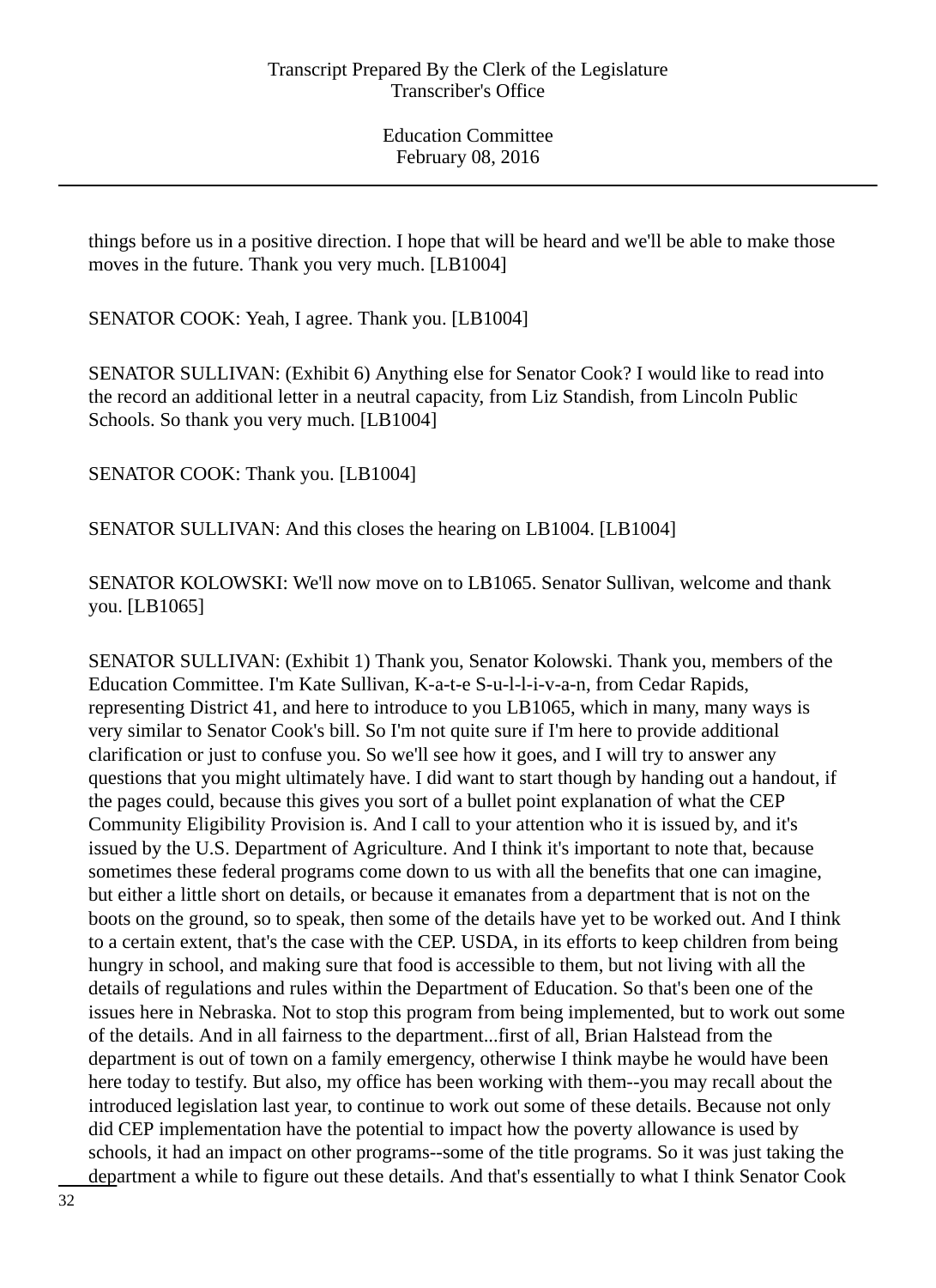things before us in a positive direction. I hope that will be heard and we'll be able to make those moves in the future. Thank you very much. [LB1004]

SENATOR COOK: Yeah, I agree. Thank you. [LB1004]

SENATOR SULLIVAN: (Exhibit 6) Anything else for Senator Cook? I would like to read into the record an additional letter in a neutral capacity, from Liz Standish, from Lincoln Public Schools. So thank you very much. [LB1004]

SENATOR COOK: Thank you. [LB1004]

SENATOR SULLIVAN: And this closes the hearing on LB1004. [LB1004]

SENATOR KOLOWSKI: We'll now move on to LB1065. Senator Sullivan, welcome and thank you. [LB1065]

SENATOR SULLIVAN: (Exhibit 1) Thank you, Senator Kolowski. Thank you, members of the Education Committee. I'm Kate Sullivan, K-a-t-e S-u-l-l-i-v-a-n, from Cedar Rapids, representing District 41, and here to introduce to you LB1065, which in many, many ways is very similar to Senator Cook's bill. So I'm not quite sure if I'm here to provide additional clarification or just to confuse you. So we'll see how it goes, and I will try to answer any questions that you might ultimately have. I did want to start though by handing out a handout, if the pages could, because this gives you sort of a bullet point explanation of what the CEP Community Eligibility Provision is. And I call to your attention who it is issued by, and it's issued by the U.S. Department of Agriculture. And I think it's important to note that, because sometimes these federal programs come down to us with all the benefits that one can imagine, but either a little short on details, or because it emanates from a department that is not on the boots on the ground, so to speak, then some of the details have yet to be worked out. And I think to a certain extent, that's the case with the CEP. USDA, in its efforts to keep children from being hungry in school, and making sure that food is accessible to them, but not living with all the details of regulations and rules within the Department of Education. So that's been one of the issues here in Nebraska. Not to stop this program from being implemented, but to work out some of the details. And in all fairness to the department...first of all, Brian Halstead from the department is out of town on a family emergency, otherwise I think maybe he would have been here today to testify. But also, my office has been working with them--you may recall about the introduced legislation last year, to continue to work out some of these details. Because not only did CEP implementation have the potential to impact how the poverty allowance is used by schools, it had an impact on other programs--some of the title programs. So it was just taking the department a while to figure out these details. And that's essentially to what I think Senator Cook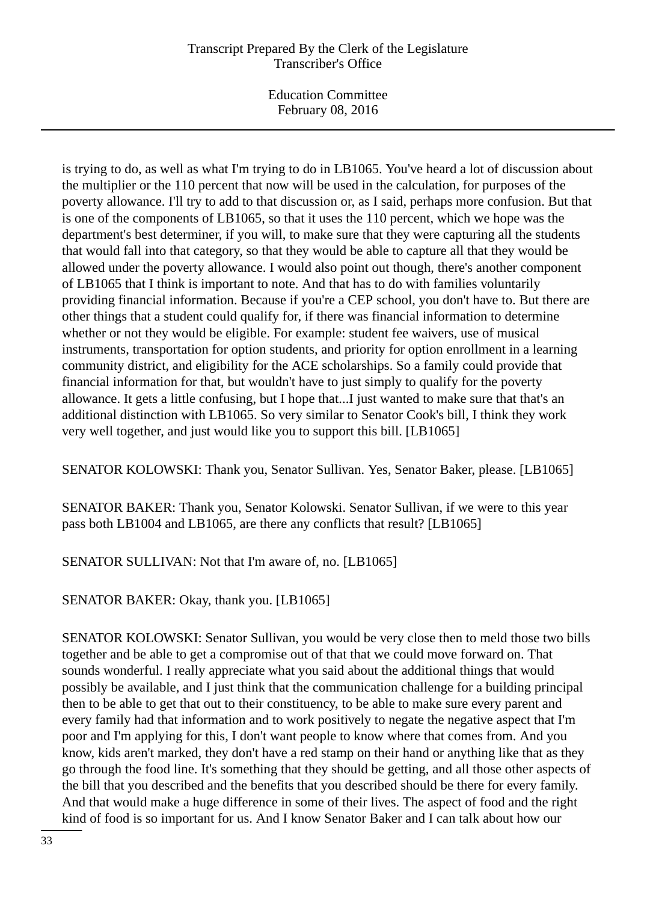is trying to do, as well as what I'm trying to do in LB1065. You've heard a lot of discussion about the multiplier or the 110 percent that now will be used in the calculation, for purposes of the poverty allowance. I'll try to add to that discussion or, as I said, perhaps more confusion. But that is one of the components of LB1065, so that it uses the 110 percent, which we hope was the department's best determiner, if you will, to make sure that they were capturing all the students that would fall into that category, so that they would be able to capture all that they would be allowed under the poverty allowance. I would also point out though, there's another component of LB1065 that I think is important to note. And that has to do with families voluntarily providing financial information. Because if you're a CEP school, you don't have to. But there are other things that a student could qualify for, if there was financial information to determine whether or not they would be eligible. For example: student fee waivers, use of musical instruments, transportation for option students, and priority for option enrollment in a learning community district, and eligibility for the ACE scholarships. So a family could provide that financial information for that, but wouldn't have to just simply to qualify for the poverty allowance. It gets a little confusing, but I hope that...I just wanted to make sure that that's an additional distinction with LB1065. So very similar to Senator Cook's bill, I think they work very well together, and just would like you to support this bill. [LB1065]

SENATOR KOLOWSKI: Thank you, Senator Sullivan. Yes, Senator Baker, please. [LB1065]

SENATOR BAKER: Thank you, Senator Kolowski. Senator Sullivan, if we were to this year pass both LB1004 and LB1065, are there any conflicts that result? [LB1065]

SENATOR SULLIVAN: Not that I'm aware of, no. [LB1065]

SENATOR BAKER: Okay, thank you. [LB1065]

SENATOR KOLOWSKI: Senator Sullivan, you would be very close then to meld those two bills together and be able to get a compromise out of that that we could move forward on. That sounds wonderful. I really appreciate what you said about the additional things that would possibly be available, and I just think that the communication challenge for a building principal then to be able to get that out to their constituency, to be able to make sure every parent and every family had that information and to work positively to negate the negative aspect that I'm poor and I'm applying for this, I don't want people to know where that comes from. And you know, kids aren't marked, they don't have a red stamp on their hand or anything like that as they go through the food line. It's something that they should be getting, and all those other aspects of the bill that you described and the benefits that you described should be there for every family. And that would make a huge difference in some of their lives. The aspect of food and the right kind of food is so important for us. And I know Senator Baker and I can talk about how our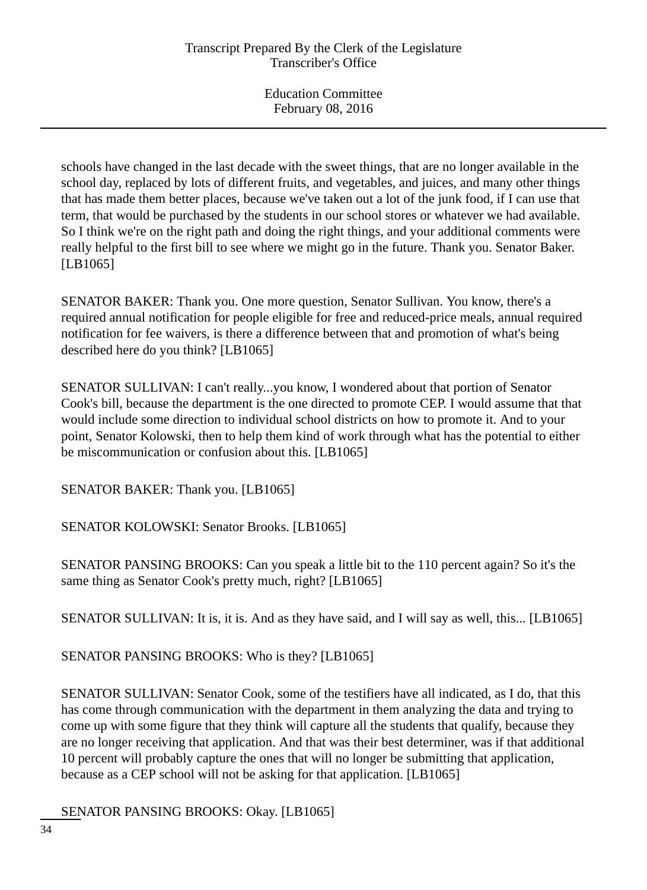schools have changed in the last decade with the sweet things, that are no longer available in the school day, replaced by lots of different fruits, and vegetables, and juices, and many other things that has made them better places, because we've taken out a lot of the junk food, if I can use that term, that would be purchased by the students in our school stores or whatever we had available. So I think we're on the right path and doing the right things, and your additional comments were really helpful to the first bill to see where we might go in the future. Thank you. Senator Baker. [LB1065]

SENATOR BAKER: Thank you. One more question, Senator Sullivan. You know, there's a required annual notification for people eligible for free and reduced-price meals, annual required notification for fee waivers, is there a difference between that and promotion of what's being described here do you think? [LB1065]

SENATOR SULLIVAN: I can't really...you know, I wondered about that portion of Senator Cook's bill, because the department is the one directed to promote CEP. I would assume that that would include some direction to individual school districts on how to promote it. And to your point, Senator Kolowski, then to help them kind of work through what has the potential to either be miscommunication or confusion about this. [LB1065]

SENATOR BAKER: Thank you. [LB1065]

SENATOR KOLOWSKI: Senator Brooks. [LB1065]

SENATOR PANSING BROOKS: Can you speak a little bit to the 110 percent again? So it's the same thing as Senator Cook's pretty much, right? [LB1065]

SENATOR SULLIVAN: It is, it is. And as they have said, and I will say as well, this... [LB1065]

SENATOR PANSING BROOKS: Who is they? [LB1065]

SENATOR SULLIVAN: Senator Cook, some of the testifiers have all indicated, as I do, that this has come through communication with the department in them analyzing the data and trying to come up with some figure that they think will capture all the students that qualify, because they are no longer receiving that application. And that was their best determiner, was if that additional 10 percent will probably capture the ones that will no longer be submitting that application, because as a CEP school will not be asking for that application. [LB1065]

SENATOR PANSING BROOKS: Okay. [LB1065]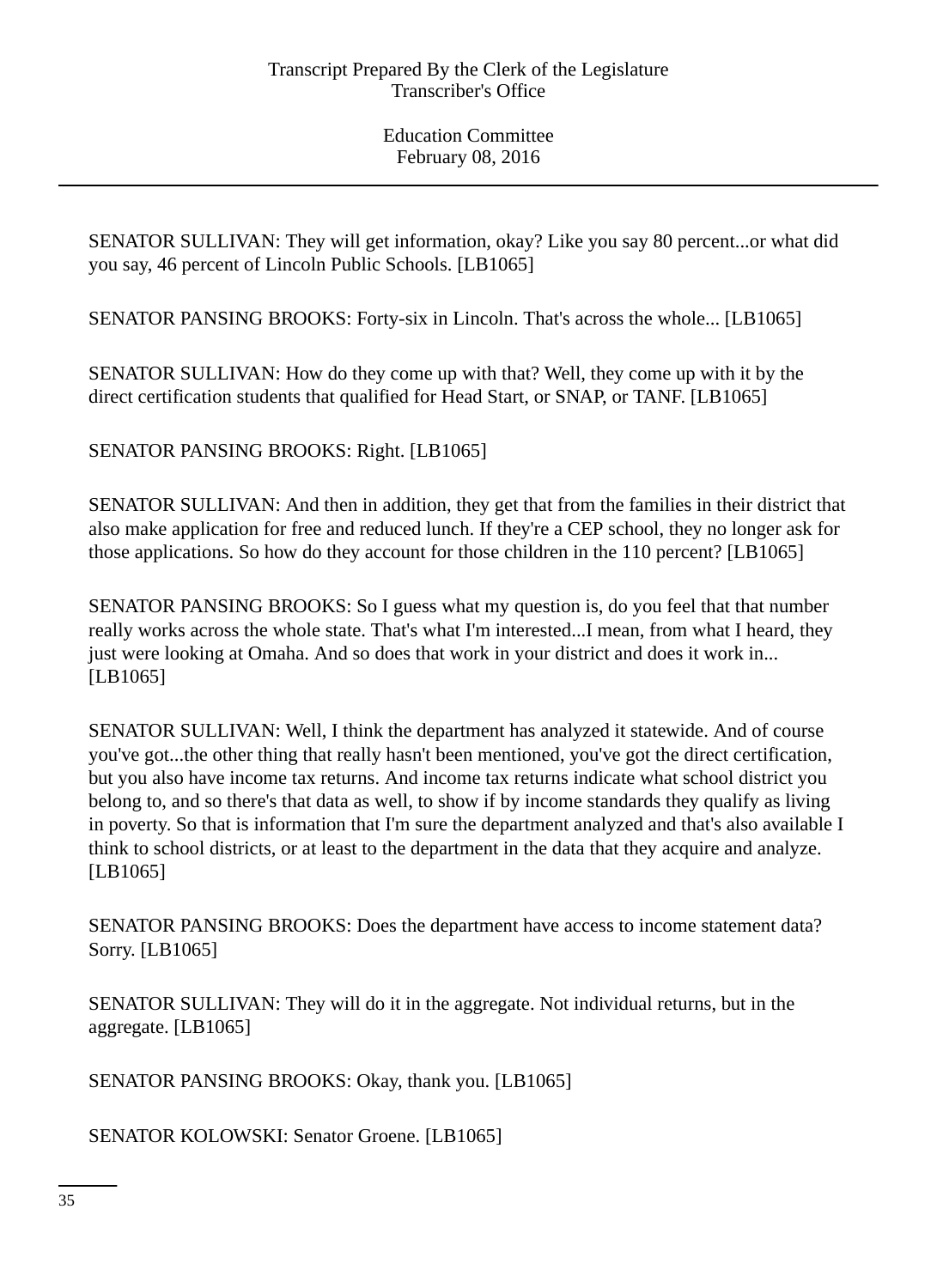SENATOR SULLIVAN: They will get information, okay? Like you say 80 percent...or what did you say, 46 percent of Lincoln Public Schools. [LB1065]

SENATOR PANSING BROOKS: Forty-six in Lincoln. That's across the whole... [LB1065]

SENATOR SULLIVAN: How do they come up with that? Well, they come up with it by the direct certification students that qualified for Head Start, or SNAP, or TANF. [LB1065]

SENATOR PANSING BROOKS: Right. [LB1065]

SENATOR SULLIVAN: And then in addition, they get that from the families in their district that also make application for free and reduced lunch. If they're a CEP school, they no longer ask for those applications. So how do they account for those children in the 110 percent? [LB1065]

SENATOR PANSING BROOKS: So I guess what my question is, do you feel that that number really works across the whole state. That's what I'm interested...I mean, from what I heard, they just were looking at Omaha. And so does that work in your district and does it work in... [LB1065]

SENATOR SULLIVAN: Well, I think the department has analyzed it statewide. And of course you've got...the other thing that really hasn't been mentioned, you've got the direct certification, but you also have income tax returns. And income tax returns indicate what school district you belong to, and so there's that data as well, to show if by income standards they qualify as living in poverty. So that is information that I'm sure the department analyzed and that's also available I think to school districts, or at least to the department in the data that they acquire and analyze. [LB1065]

SENATOR PANSING BROOKS: Does the department have access to income statement data? Sorry. [LB1065]

SENATOR SULLIVAN: They will do it in the aggregate. Not individual returns, but in the aggregate. [LB1065]

SENATOR PANSING BROOKS: Okay, thank you. [LB1065]

SENATOR KOLOWSKI: Senator Groene. [LB1065]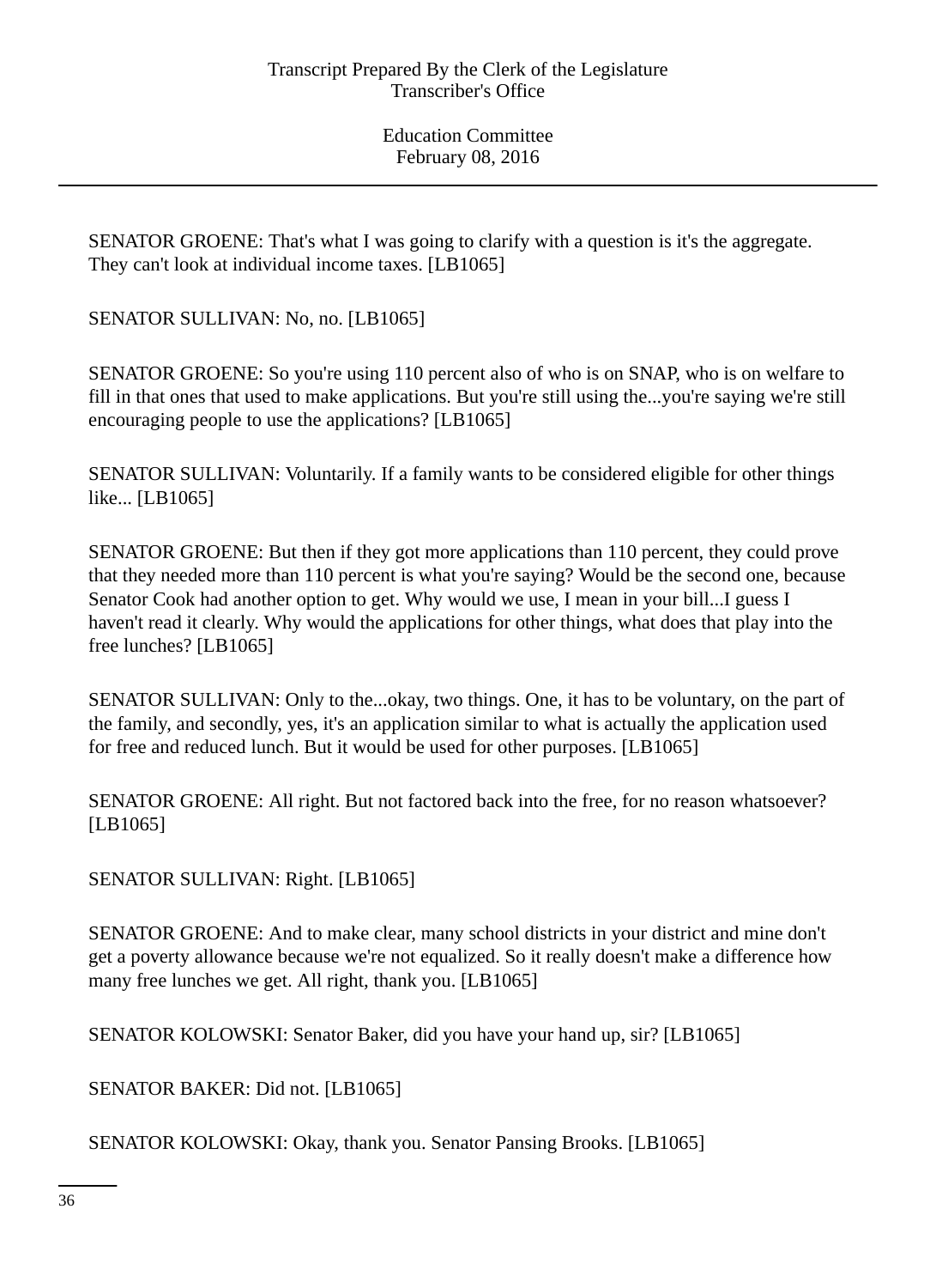SENATOR GROENE: That's what I was going to clarify with a question is it's the aggregate. They can't look at individual income taxes. [LB1065]

SENATOR SULLIVAN: No, no. [LB1065]

SENATOR GROENE: So you're using 110 percent also of who is on SNAP, who is on welfare to fill in that ones that used to make applications. But you're still using the...you're saying we're still encouraging people to use the applications? [LB1065]

SENATOR SULLIVAN: Voluntarily. If a family wants to be considered eligible for other things like... [LB1065]

SENATOR GROENE: But then if they got more applications than 110 percent, they could prove that they needed more than 110 percent is what you're saying? Would be the second one, because Senator Cook had another option to get. Why would we use, I mean in your bill...I guess I haven't read it clearly. Why would the applications for other things, what does that play into the free lunches? [LB1065]

SENATOR SULLIVAN: Only to the...okay, two things. One, it has to be voluntary, on the part of the family, and secondly, yes, it's an application similar to what is actually the application used for free and reduced lunch. But it would be used for other purposes. [LB1065]

SENATOR GROENE: All right. But not factored back into the free, for no reason whatsoever? [LB1065]

SENATOR SULLIVAN: Right. [LB1065]

SENATOR GROENE: And to make clear, many school districts in your district and mine don't get a poverty allowance because we're not equalized. So it really doesn't make a difference how many free lunches we get. All right, thank you. [LB1065]

SENATOR KOLOWSKI: Senator Baker, did you have your hand up, sir? [LB1065]

SENATOR BAKER: Did not. [LB1065]

SENATOR KOLOWSKI: Okay, thank you. Senator Pansing Brooks. [LB1065]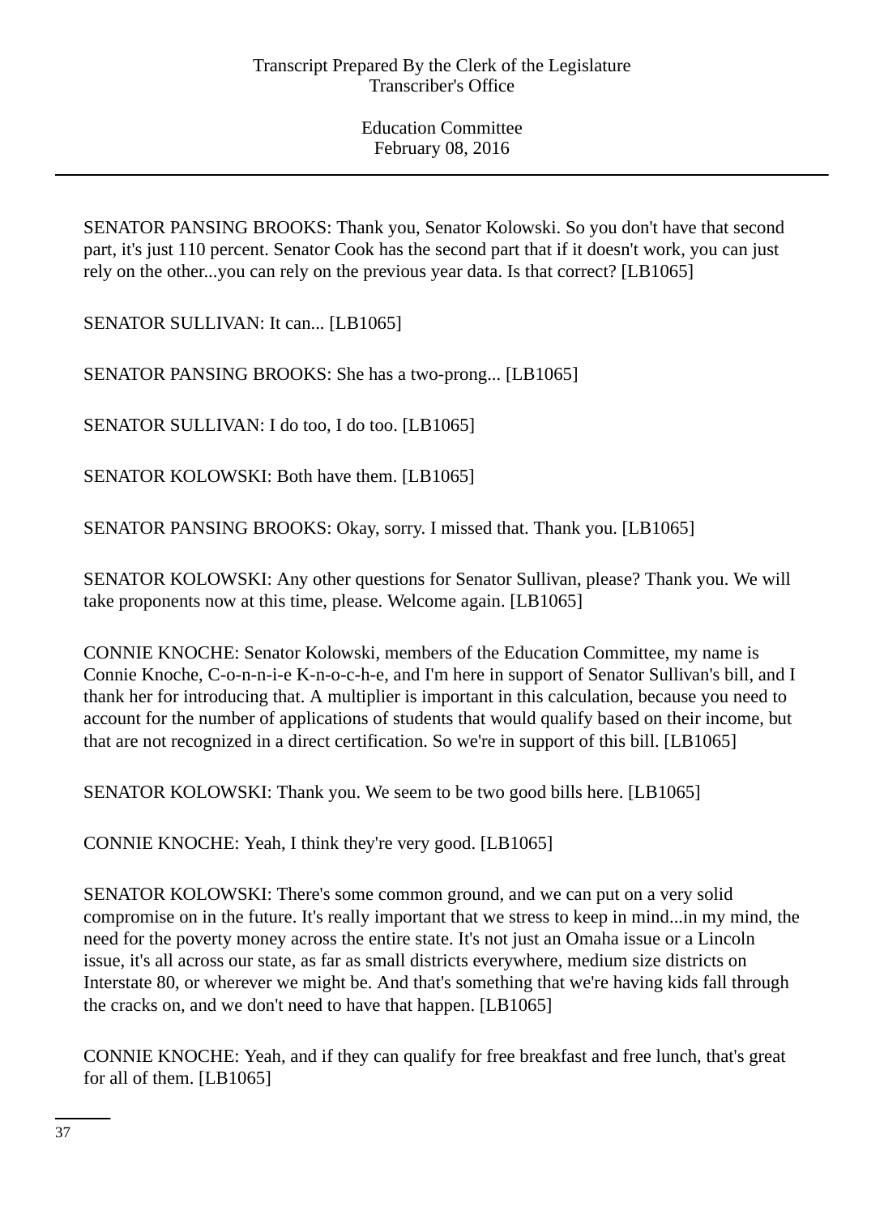SENATOR PANSING BROOKS: Thank you, Senator Kolowski. So you don't have that second part, it's just 110 percent. Senator Cook has the second part that if it doesn't work, you can just rely on the other...you can rely on the previous year data. Is that correct? [LB1065]

SENATOR SULLIVAN: It can... [LB1065]

SENATOR PANSING BROOKS: She has a two-prong... [LB1065]

SENATOR SULLIVAN: I do too, I do too. [LB1065]

SENATOR KOLOWSKI: Both have them. [LB1065]

SENATOR PANSING BROOKS: Okay, sorry. I missed that. Thank you. [LB1065]

SENATOR KOLOWSKI: Any other questions for Senator Sullivan, please? Thank you. We will take proponents now at this time, please. Welcome again. [LB1065]

CONNIE KNOCHE: Senator Kolowski, members of the Education Committee, my name is Connie Knoche, C-o-n-n-i-e K-n-o-c-h-e, and I'm here in support of Senator Sullivan's bill, and I thank her for introducing that. A multiplier is important in this calculation, because you need to account for the number of applications of students that would qualify based on their income, but that are not recognized in a direct certification. So we're in support of this bill. [LB1065]

SENATOR KOLOWSKI: Thank you. We seem to be two good bills here. [LB1065]

CONNIE KNOCHE: Yeah, I think they're very good. [LB1065]

SENATOR KOLOWSKI: There's some common ground, and we can put on a very solid compromise on in the future. It's really important that we stress to keep in mind...in my mind, the need for the poverty money across the entire state. It's not just an Omaha issue or a Lincoln issue, it's all across our state, as far as small districts everywhere, medium size districts on Interstate 80, or wherever we might be. And that's something that we're having kids fall through the cracks on, and we don't need to have that happen. [LB1065]

CONNIE KNOCHE: Yeah, and if they can qualify for free breakfast and free lunch, that's great for all of them. [LB1065]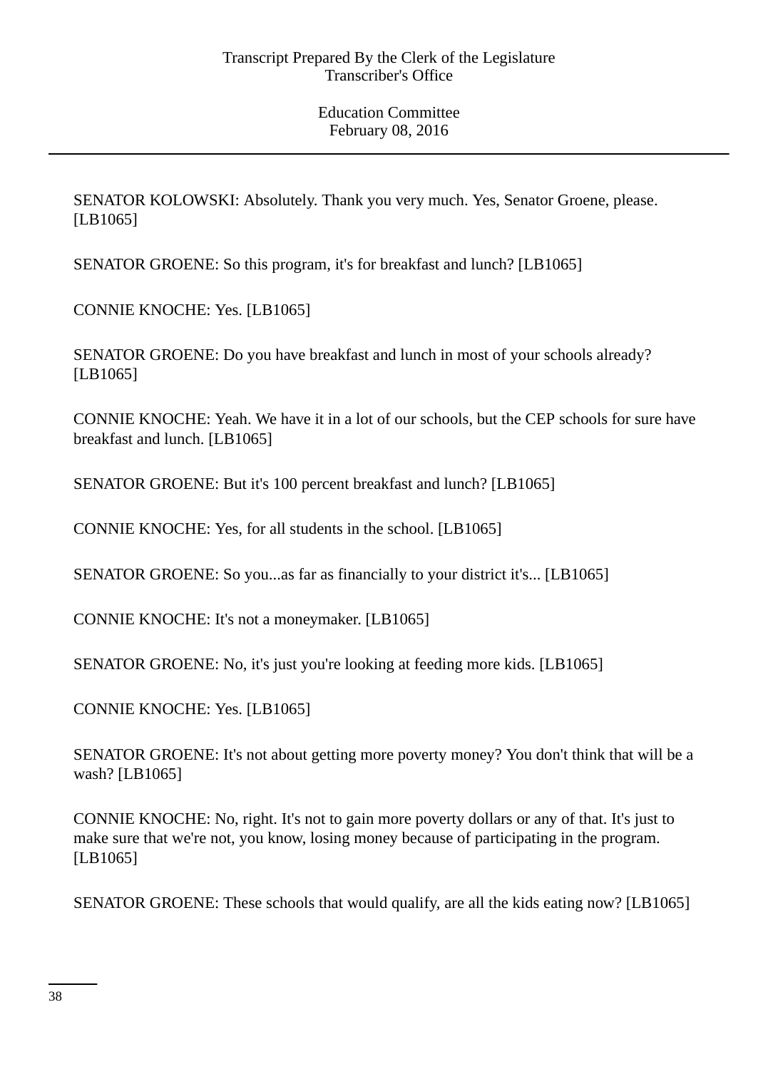SENATOR KOLOWSKI: Absolutely. Thank you very much. Yes, Senator Groene, please. [LB1065]

SENATOR GROENE: So this program, it's for breakfast and lunch? [LB1065]

CONNIE KNOCHE: Yes. [LB1065]

SENATOR GROENE: Do you have breakfast and lunch in most of your schools already? [LB1065]

CONNIE KNOCHE: Yeah. We have it in a lot of our schools, but the CEP schools for sure have breakfast and lunch. [LB1065]

SENATOR GROENE: But it's 100 percent breakfast and lunch? [LB1065]

CONNIE KNOCHE: Yes, for all students in the school. [LB1065]

SENATOR GROENE: So you...as far as financially to your district it's... [LB1065]

CONNIE KNOCHE: It's not a moneymaker. [LB1065]

SENATOR GROENE: No, it's just you're looking at feeding more kids. [LB1065]

CONNIE KNOCHE: Yes. [LB1065]

SENATOR GROENE: It's not about getting more poverty money? You don't think that will be a wash? [LB1065]

CONNIE KNOCHE: No, right. It's not to gain more poverty dollars or any of that. It's just to make sure that we're not, you know, losing money because of participating in the program. [LB1065]

SENATOR GROENE: These schools that would qualify, are all the kids eating now? [LB1065]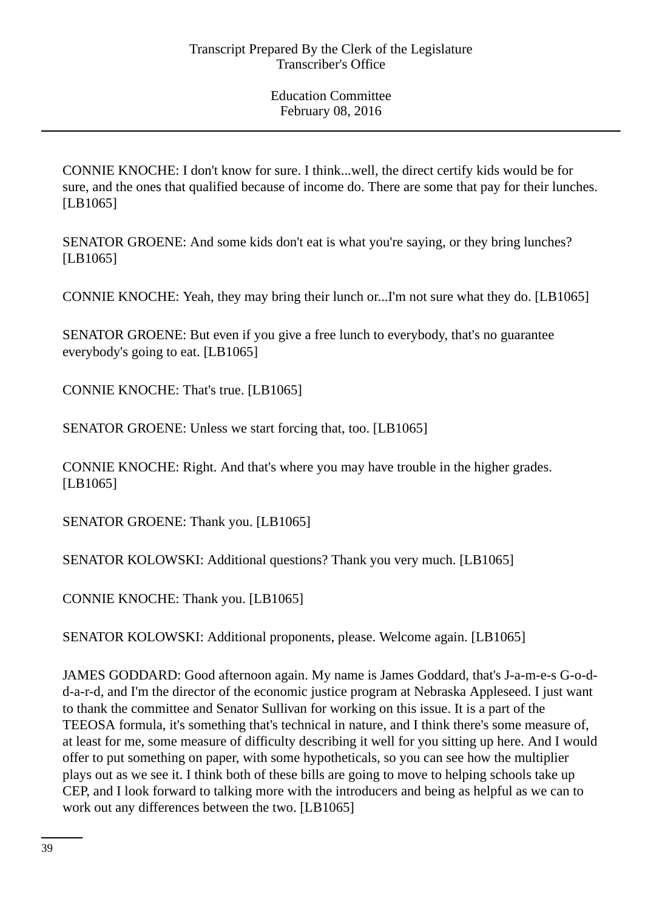CONNIE KNOCHE: I don't know for sure. I think...well, the direct certify kids would be for sure, and the ones that qualified because of income do. There are some that pay for their lunches. [LB1065]

SENATOR GROENE: And some kids don't eat is what you're saying, or they bring lunches? [LB1065]

CONNIE KNOCHE: Yeah, they may bring their lunch or...I'm not sure what they do. [LB1065]

SENATOR GROENE: But even if you give a free lunch to everybody, that's no guarantee everybody's going to eat. [LB1065]

CONNIE KNOCHE: That's true. [LB1065]

SENATOR GROENE: Unless we start forcing that, too. [LB1065]

CONNIE KNOCHE: Right. And that's where you may have trouble in the higher grades. [LB1065]

SENATOR GROENE: Thank you. [LB1065]

SENATOR KOLOWSKI: Additional questions? Thank you very much. [LB1065]

CONNIE KNOCHE: Thank you. [LB1065]

SENATOR KOLOWSKI: Additional proponents, please. Welcome again. [LB1065]

JAMES GODDARD: Good afternoon again. My name is James Goddard, that's J-a-m-e-s G-o-d-d-a-r-d, and I'm the director of the economic justice program at Nebraska Appleseed. I just want to thank the committee and Senator Sullivan for working on this issue. It is a part of the TEEOSA formula, it's something that's technical in nature, and I think there's some measure of, at least for me, some measure of difficulty describing it well for you sitting up here. And I would offer to put something on paper, with some hypotheticals, so you can see how the multiplier plays out as we see it. I think both of these bills are going to move to helping schools take up CEP, and I look forward to talking more with the introducers and being as helpful as we can to work out any differences between the two. [LB1065]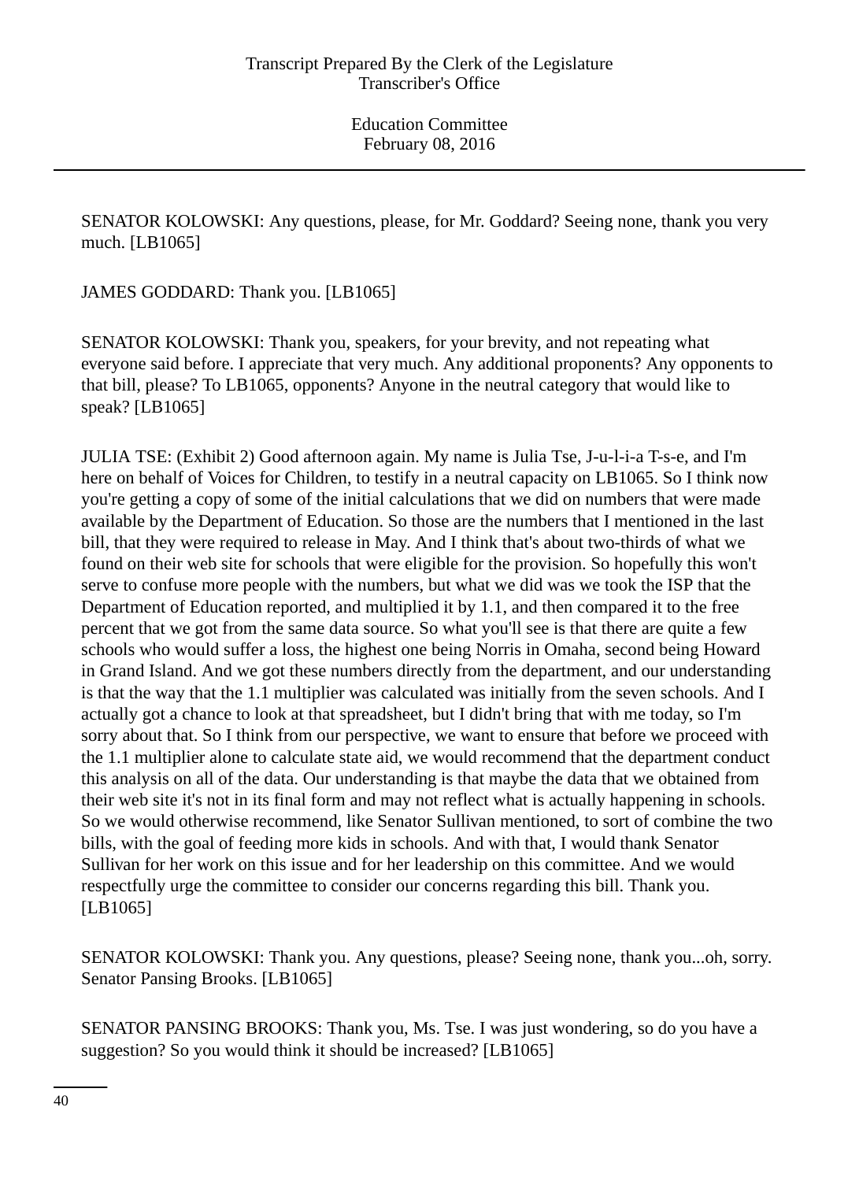SENATOR KOLOWSKI: Any questions, please, for Mr. Goddard? Seeing none, thank you very much. [LB1065]

JAMES GODDARD: Thank you. [LB1065]

SENATOR KOLOWSKI: Thank you, speakers, for your brevity, and not repeating what everyone said before. I appreciate that very much. Any additional proponents? Any opponents to that bill, please? To LB1065, opponents? Anyone in the neutral category that would like to speak? [LB1065]

JULIA TSE: (Exhibit 2) Good afternoon again. My name is Julia Tse, J-u-l-i-a T-s-e, and I'm here on behalf of Voices for Children, to testify in a neutral capacity on LB1065. So I think now you're getting a copy of some of the initial calculations that we did on numbers that were made available by the Department of Education. So those are the numbers that I mentioned in the last bill, that they were required to release in May. And I think that's about two-thirds of what we found on their web site for schools that were eligible for the provision. So hopefully this won't serve to confuse more people with the numbers, but what we did was we took the ISP that the Department of Education reported, and multiplied it by 1.1, and then compared it to the free percent that we got from the same data source. So what you'll see is that there are quite a few schools who would suffer a loss, the highest one being Norris in Omaha, second being Howard in Grand Island. And we got these numbers directly from the department, and our understanding is that the way that the 1.1 multiplier was calculated was initially from the seven schools. And I actually got a chance to look at that spreadsheet, but I didn't bring that with me today, so I'm sorry about that. So I think from our perspective, we want to ensure that before we proceed with the 1.1 multiplier alone to calculate state aid, we would recommend that the department conduct this analysis on all of the data. Our understanding is that maybe the data that we obtained from their web site it's not in its final form and may not reflect what is actually happening in schools. So we would otherwise recommend, like Senator Sullivan mentioned, to sort of combine the two bills, with the goal of feeding more kids in schools. And with that, I would thank Senator Sullivan for her work on this issue and for her leadership on this committee. And we would respectfully urge the committee to consider our concerns regarding this bill. Thank you. [LB1065]

SENATOR KOLOWSKI: Thank you. Any questions, please? Seeing none, thank you...oh, sorry. Senator Pansing Brooks. [LB1065]

SENATOR PANSING BROOKS: Thank you, Ms. Tse. I was just wondering, so do you have a suggestion? So you would think it should be increased? [LB1065]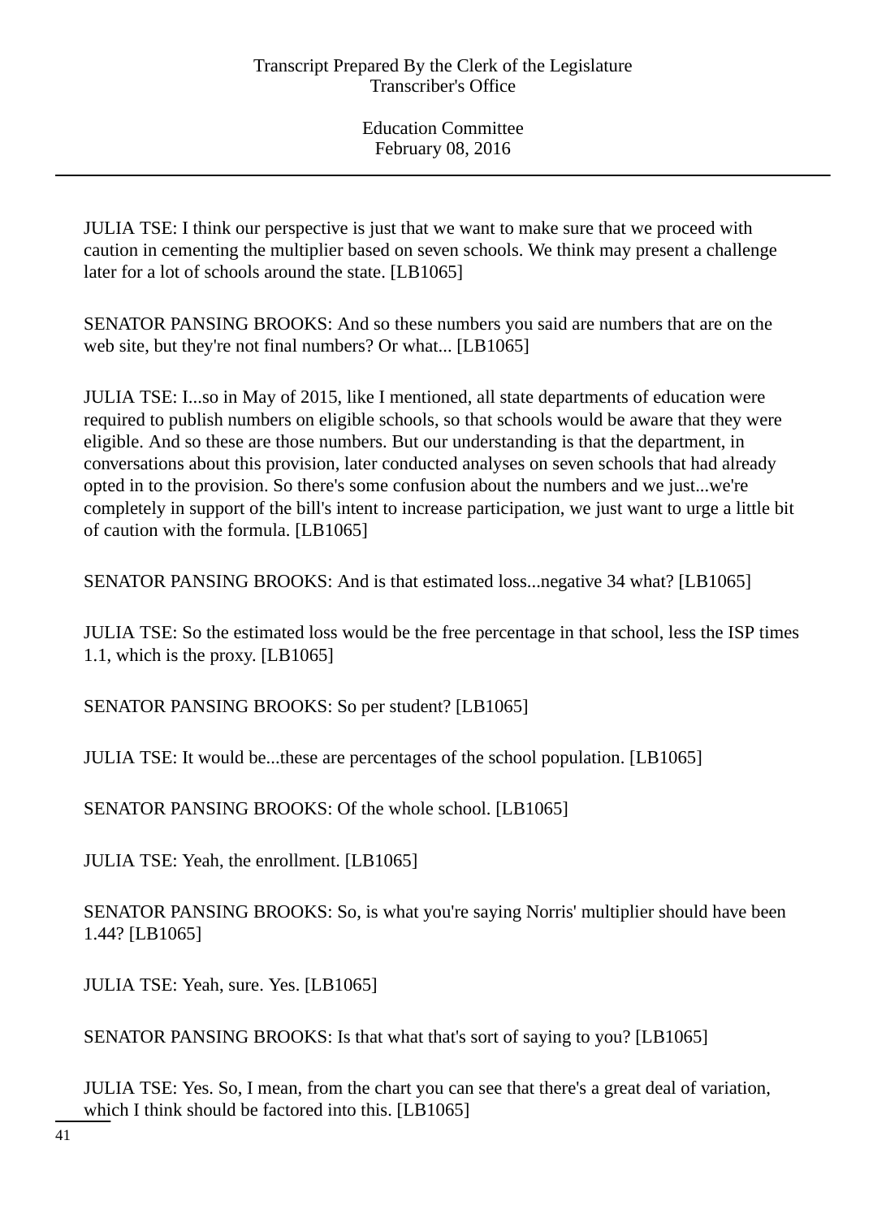JULIA TSE: I think our perspective is just that we want to make sure that we proceed with caution in cementing the multiplier based on seven schools. We think may present a challenge later for a lot of schools around the state. [LB1065]

SENATOR PANSING BROOKS: And so these numbers you said are numbers that are on the web site, but they're not final numbers? Or what... [LB1065]

JULIA TSE: I...so in May of 2015, like I mentioned, all state departments of education were required to publish numbers on eligible schools, so that schools would be aware that they were eligible. And so these are those numbers. But our understanding is that the department, in conversations about this provision, later conducted analyses on seven schools that had already opted in to the provision. So there's some confusion about the numbers and we just...we're completely in support of the bill's intent to increase participation, we just want to urge a little bit of caution with the formula. [LB1065]

SENATOR PANSING BROOKS: And is that estimated loss...negative 34 what? [LB1065]

JULIA TSE: So the estimated loss would be the free percentage in that school, less the ISP times 1.1, which is the proxy. [LB1065]

SENATOR PANSING BROOKS: So per student? [LB1065]

JULIA TSE: It would be...these are percentages of the school population. [LB1065]

SENATOR PANSING BROOKS: Of the whole school. [LB1065]

JULIA TSE: Yeah, the enrollment. [LB1065]

SENATOR PANSING BROOKS: So, is what you're saying Norris' multiplier should have been 1.44? [LB1065]

JULIA TSE: Yeah, sure. Yes. [LB1065]

SENATOR PANSING BROOKS: Is that what that's sort of saying to you? [LB1065]

JULIA TSE: Yes. So, I mean, from the chart you can see that there's a great deal of variation, which I think should be factored into this. [LB1065]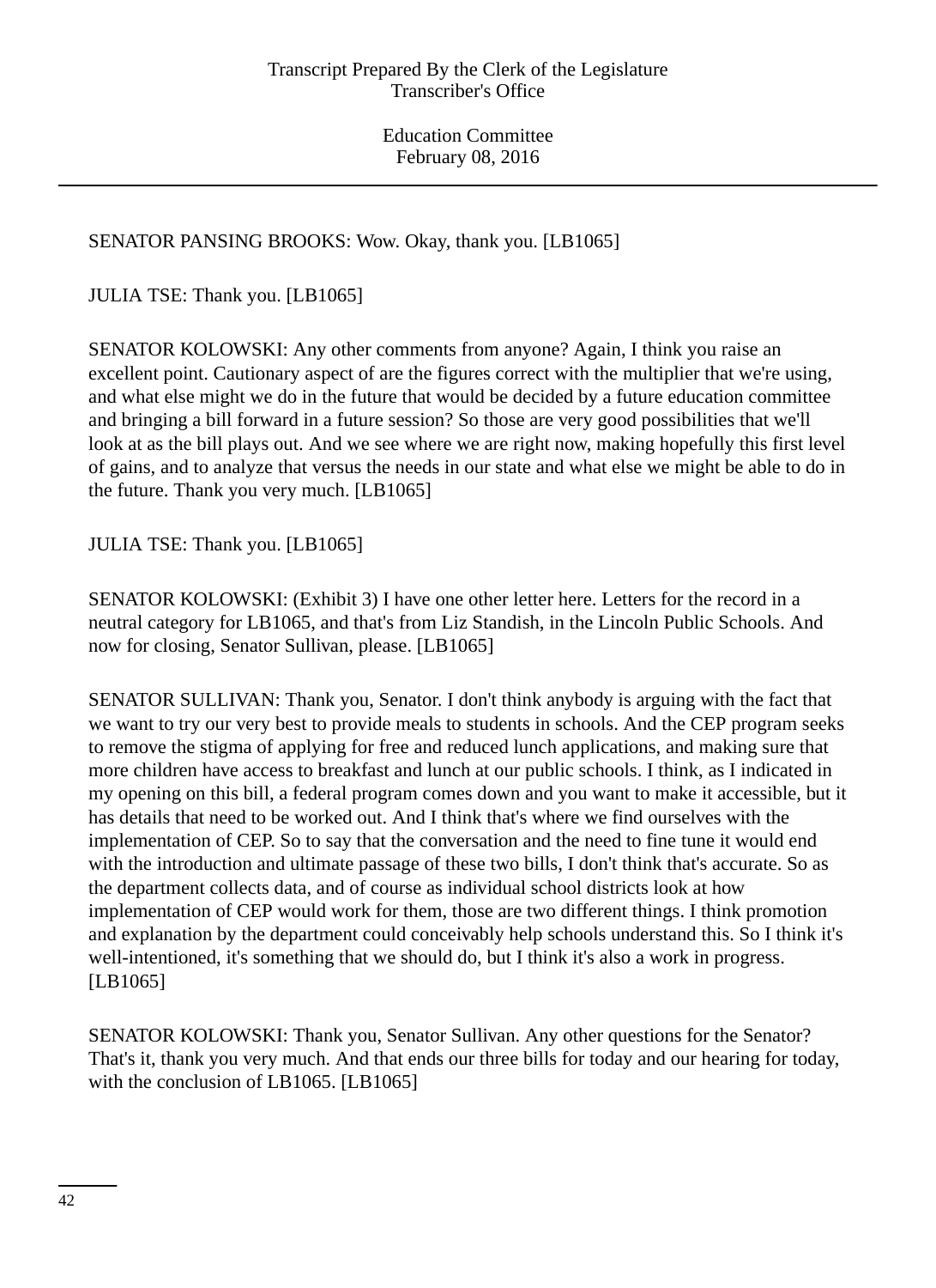SENATOR PANSING BROOKS: Wow. Okay, thank you. [LB1065]

JULIA TSE: Thank you. [LB1065]

SENATOR KOLOWSKI: Any other comments from anyone? Again, I think you raise an excellent point. Cautionary aspect of are the figures correct with the multiplier that we're using, and what else might we do in the future that would be decided by a future education committee and bringing a bill forward in a future session? So those are very good possibilities that we'll look at as the bill plays out. And we see where we are right now, making hopefully this first level of gains, and to analyze that versus the needs in our state and what else we might be able to do in the future. Thank you very much. [LB1065]

JULIA TSE: Thank you. [LB1065]

SENATOR KOLOWSKI: (Exhibit 3) I have one other letter here. Letters for the record in a neutral category for LB1065, and that's from Liz Standish, in the Lincoln Public Schools. And now for closing, Senator Sullivan, please. [LB1065]

SENATOR SULLIVAN: Thank you, Senator. I don't think anybody is arguing with the fact that we want to try our very best to provide meals to students in schools. And the CEP program seeks to remove the stigma of applying for free and reduced lunch applications, and making sure that more children have access to breakfast and lunch at our public schools. I think, as I indicated in my opening on this bill, a federal program comes down and you want to make it accessible, but it has details that need to be worked out. And I think that's where we find ourselves with the implementation of CEP. So to say that the conversation and the need to fine tune it would end with the introduction and ultimate passage of these two bills, I don't think that's accurate. So as the department collects data, and of course as individual school districts look at how implementation of CEP would work for them, those are two different things. I think promotion and explanation by the department could conceivably help schools understand this. So I think it's well-intentioned, it's something that we should do, but I think it's also a work in progress. [LB1065]

SENATOR KOLOWSKI: Thank you, Senator Sullivan. Any other questions for the Senator? That's it, thank you very much. And that ends our three bills for today and our hearing for today, with the conclusion of LB1065. [LB1065]